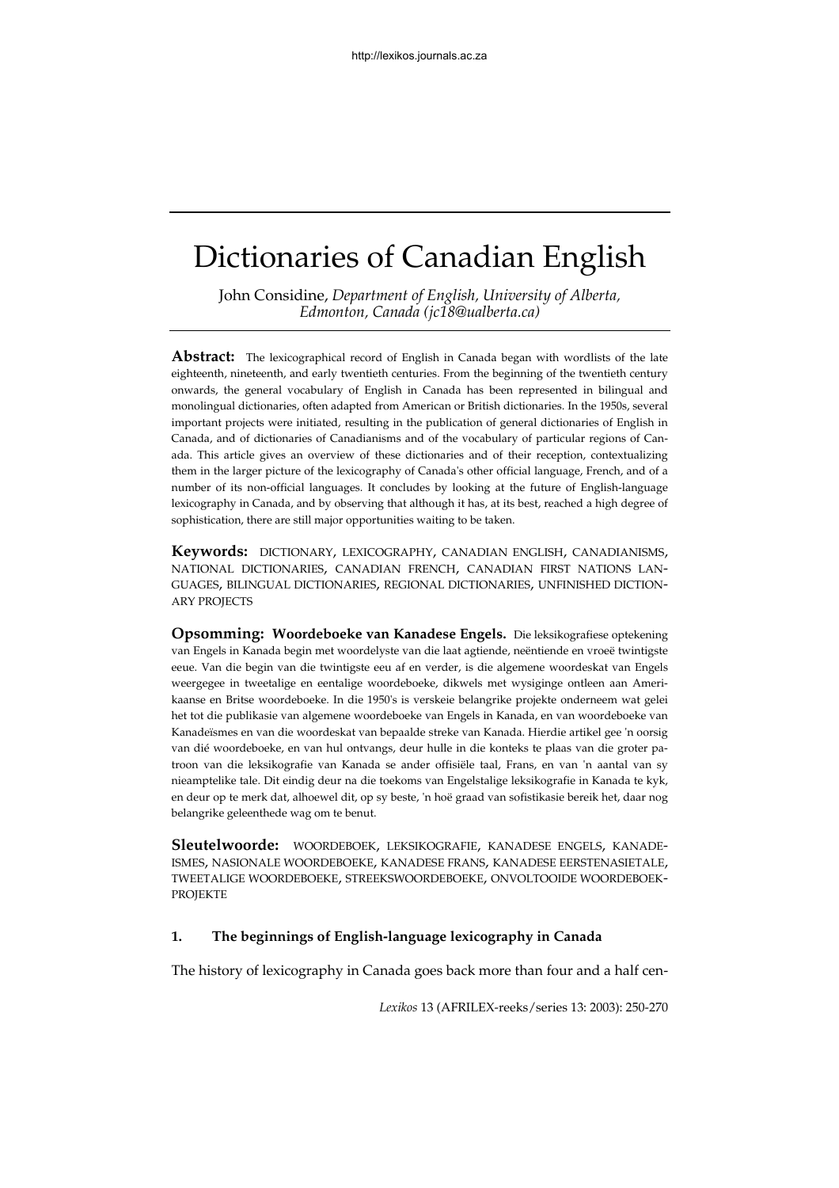# Dictionaries of Canadian English

John Considine, *Department of English, University of Alberta, Edmonton, Canada (jc18@ualberta.ca)*

**Abstract:** The lexicographical record of English in Canada began with wordlists of the late eighteenth, nineteenth, and early twentieth centuries. From the beginning of the twentieth century onwards, the general vocabulary of English in Canada has been represented in bilingual and monolingual dictionaries, often adapted from American or British dictionaries. In the 1950s, several important projects were initiated, resulting in the publication of general dictionaries of English in Canada, and of dictionaries of Canadianisms and of the vocabulary of particular regions of Canada. This article gives an overview of these dictionaries and of their reception, contextualizing them in the larger picture of the lexicography of Canada's other official language, French, and of a number of its non-official languages. It concludes by looking at the future of English-language lexicography in Canada, and by observing that although it has, at its best, reached a high degree of sophistication, there are still major opportunities waiting to be taken.

**Keywords:** DICTIONARY, LEXICOGRAPHY, CANADIAN ENGLISH, CANADIANISMS, NATIONAL DICTIONARIES, CANADIAN FRENCH, CANADIAN FIRST NATIONS LANGUAGES, BILINGUAL DICTIONARIES, REGIONAL DICTIONARIES, UNFINISHED DICTIONARY PROJECTS

**Opsomming: Woordeboeke van Kanadese Engels.** Die leksikografiese optekening van Engels in Kanada begin met woordelyste van die laat agtiende, neëntiende en vroeë twintigste eeue. Van die begin van die twintigste eeu af en verder, is die algemene woordeskat van Engels weergegee in tweetalige en eentalige woordeboeke, dikwels met wysiginge ontleen aan Amerikaanse en Britse woordeboeke. In die 1950's is verskeie belangrike projekte onderneem wat gelei het tot die publikasie van algemene woordeboeke van Engels in Kanada, en van woordeboeke van Kanadeïsmes en van die woordeskat van bepaalde streke van Kanada. Hierdie artikel gee 'n oorsig van dié woordeboeke, en van hul ontvangs, deur hulle in die konteks te plaas van die groter patroon van die leksikografie van Kanada se ander offisiële taal, Frans, en van 'n aantal van sy nieamptelike tale. Dit eindig deur na die toekoms van Engelstalige leksikografie in Kanada te kyk, en deur op te merk dat, alhoewel dit, op sy beste, 'n hoë graad van sofistikasie bereik het, daar nog belangrike geleenthede wag om te benut.

**Sleutelwoorde:** WOORDEBOEK, LEKSIKOGRAFIE, KANADESE ENGELS, KANADEÏSMES, NASIONALE WOORDEBOEKE, KANADESE FRANS, KANADESE EERSTENASIETALE, TWEETALIGE WOORDEBOEKE, STREEKSWOORDEBOEKE, ONVOLTOOIDE WOORDEBOEKPROJEKTE

## 1. The beginnings of English-language lexicography in Canada

The history of lexicography in Canada goes back more than four and a half cen-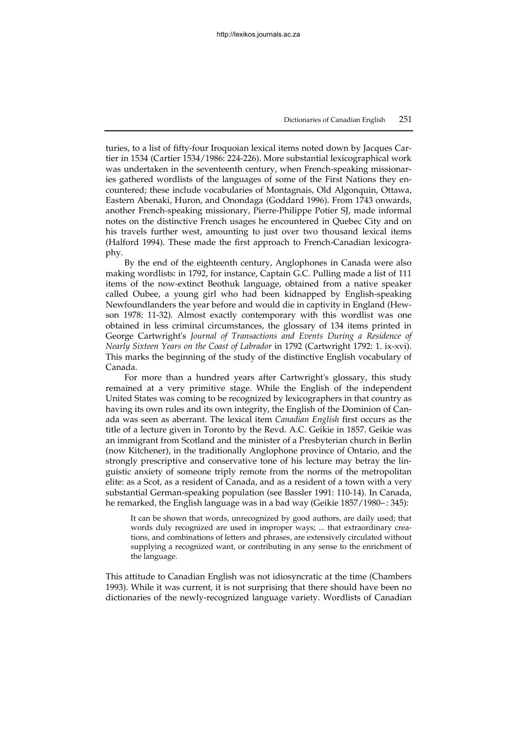turies, to a list of fifty-four Iroquoian lexical items noted down by Jacques Cartier in 1534 (Cartier 1534/1986: 224-226). More substantial lexicographical work was undertaken in the seventeenth century, when French-speaking missionaries gathered wordlists of the languages of some of the First Nations they encountered; these include vocabularies of Montagnais, Old Algonquin, Ottawa, Eastern Abenaki, Huron, and Onondaga (Goddard 1996). From 1743 onwards, another French-speaking missionary, Pierre-Philippe Potier SJ, made informal notes on the distinctive French usages he encountered in Quebec City and on his travels further west, amounting to just over two thousand lexical items (Halford 1994). These made the first approach to French-Canadian lexicography.

By the end of the eighteenth century, Anglophones in Canada were also making wordlists: in 1792, for instance, Captain G.C. Pulling made a list of 111 items of the now-extinct Beothuk language, obtained from a native speaker called Oubee, a young girl who had been kidnapped by English-speaking Newfoundlanders the year before and would die in captivity in England (Hewson 1978: 11-32). Almost exactly contemporary with this wordlist was one obtained in less criminal circumstances, the glossary of 134 items printed in George Cartwright's *Journal of Transactions and Events During a Residence of Nearly Sixteen Years on the Coast of Labrador* in 1792 (Cartwright 1792: 1. ix-xvi). This marks the beginning of the study of the distinctive English vocabulary of Canada.

For more than a hundred years after Cartwright's glossary, this study remained at a very primitive stage. While the English of the independent United States was coming to be recognized by lexicographers in that country as having its own rules and its own integrity, the English of the Dominion of Canada was seen as aberrant. The lexical item *Canadian English* first occurs as the title of a lecture given in Toronto by the Revd. A.C. Geikie in 1857. Geikie was an immigrant from Scotland and the minister of a Presbyterian church in Berlin (now Kitchener), in the traditionally Anglophone province of Ontario, and the strongly prescriptive and conservative tone of his lecture may betray the linguistic anxiety of someone triply remote from the norms of the metropolitan elite: as a Scot, as a resident of Canada, and as a resident of a town with a very substantial German-speaking population (see Bassler 1991: 110-14). In Canada, he remarked, the English language was in a bad way (Geikie 1857/1980–: 345):

> It can be shown that words, unrecognized by good authors, are daily used; that words duly recognized are used in improper ways; ... that extraordinary creations, and combinations of letters and phrases, are extensively circulated without supplying a recognized want, or contributing in any sense to the enrichment of the language.

This attitude to Canadian English was not idiosyncratic at the time (Chambers 1993). While it was current, it is not surprising that there should have been no dictionaries of the newly-recognized language variety. Wordlists of Canadian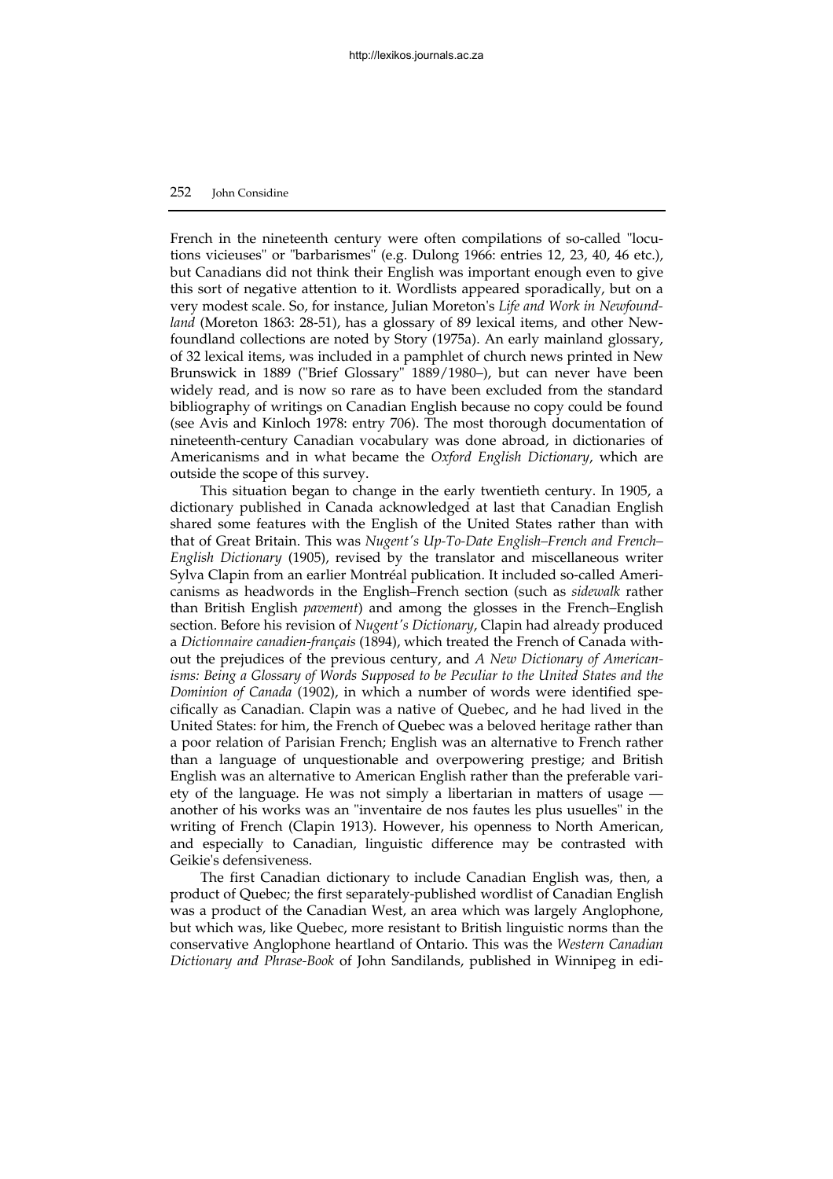French in the nineteenth century were often compilations of so-called "locutions vicieuses" or "barbarismes" (e.g. Dulong 1966: entries 12, 23, 40, 46 etc.), but Canadians did not think their English was important enough even to give this sort of negative attention to it. Wordlists appeared sporadically, but on a very modest scale. So, for instance, Julian Moreton's *Life and Work in Newfoundland* (Moreton 1863: 28-51), has a glossary of 89 lexical items, and other Newfoundland collections are noted by Story (1975a). An early mainland glossary, of 32 lexical items, was included in a pamphlet of church news printed in New Brunswick in 1889 ("Brief Glossary" 1889/1980–), but can never have been widely read, and is now so rare as to have been excluded from the standard bibliography of writings on Canadian English because no copy could be found (see Avis and Kinloch 1978: entry 706). The most thorough documentation of nineteenth-century Canadian vocabulary was done abroad, in dictionaries of Americanisms and in what became the *Oxford English Dictionary*, which are outside the scope of this survey.

This situation began to change in the early twentieth century. In 1905, a dictionary published in Canada acknowledged at last that Canadian English shared some features with the English of the United States rather than with that of Great Britain. This was *Nugent's Up-To-Date English–French and French–English Dictionary* (1905), revised by the translator and miscellaneous writer Sylva Clapin from an earlier Montréal publication. It included so-called Americanisms as headwords in the English–French section (such as *sidewalk* rather than British English *pavement*) and among the glosses in the French–English section. Before his revision of *Nugent's Dictionary*, Clapin had already produced a *Dictionnaire canadien-français* (1894), which treated the French of Canada without the prejudices of the previous century, and *A New Dictionary of Americanisms: Being a Glossary of Words Supposed to be Peculiar to the United States and the Dominion of Canada* (1902), in which a number of words were identified specifically as Canadian. Clapin was a native of Quebec, and he had lived in the United States: for him, the French of Quebec was a beloved heritage rather than a poor relation of Parisian French; English was an alternative to French rather than a language of unquestionable and overpowering prestige; and British English was an alternative to American English rather than the preferable variety of the language. He was not simply a libertarian in matters of usage — another of his works was an "inventaire de nos fautes les plus usuelles" in the writing of French (Clapin 1913). However, his openness to North American, and especially to Canadian, linguistic difference may be contrasted with Geikie's defensiveness.

The first Canadian dictionary to include Canadian English was, then, a product of Quebec; the first separately-published wordlist of Canadian English was a product of the Canadian West, an area which was largely Anglophone, but which was, like Quebec, more resistant to British linguistic norms than the conservative Anglophone heartland of Ontario. This was the *Western Canadian Dictionary and Phrase-Book* of John Sandilands, published in Winnipeg in edi-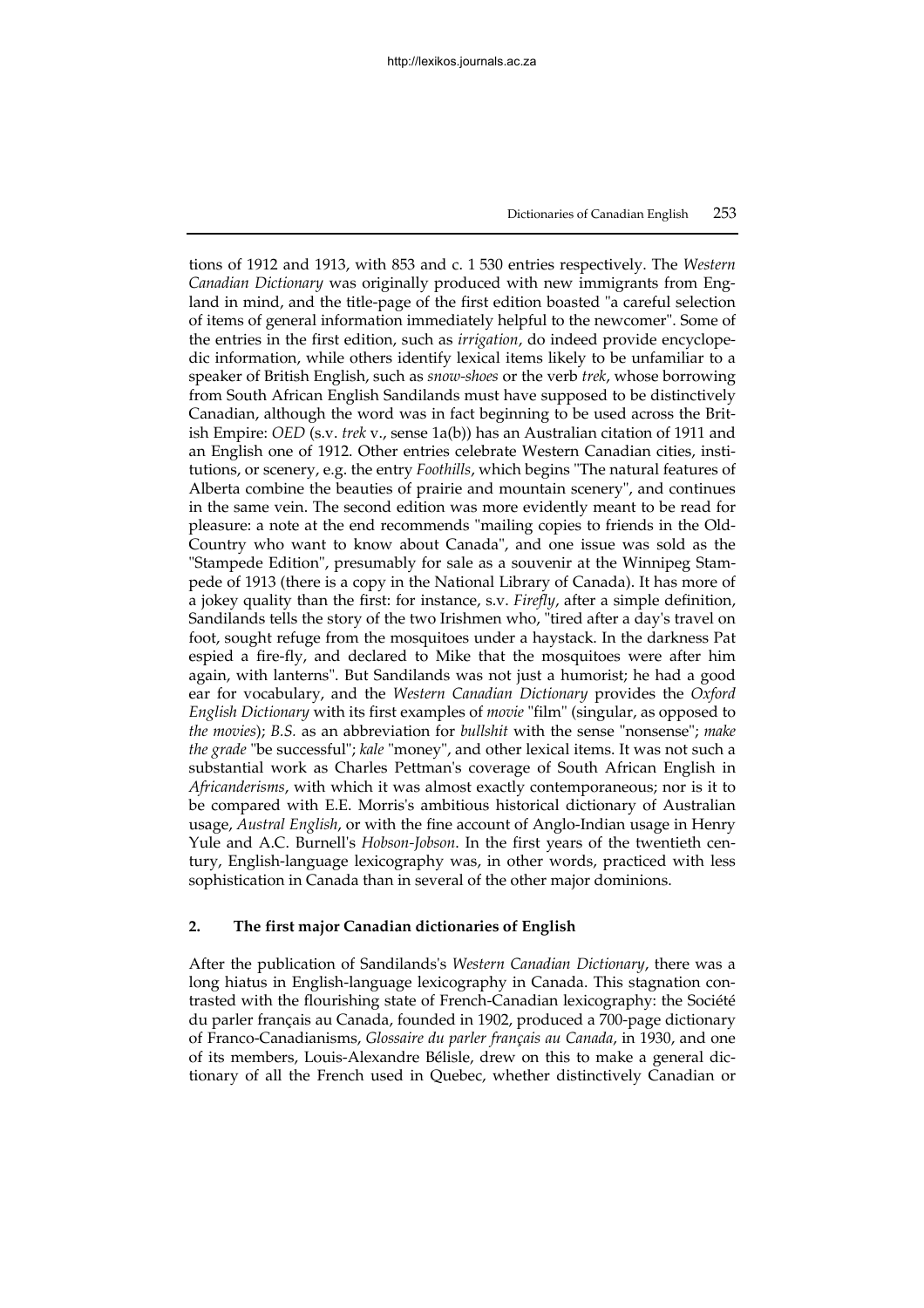tions of 1912 and 1913, with 853 and c. 1 530 entries respectively. The *Western Canadian Dictionary* was originally produced with new immigrants from England in mind, and the title-page of the first edition boasted "a careful selection of items of general information immediately helpful to the newcomer". Some of the entries in the first edition, such as *irrigation*, do indeed provide encyclopedic information, while others identify lexical items likely to be unfamiliar to a speaker of British English, such as *snow-shoes* or the verb *trek*, whose borrowing from South African English Sandilands must have supposed to be distinctively Canadian, although the word was in fact beginning to be used across the British Empire: *OED* (s.v. *trek* v., sense 1a(b)) has an Australian citation of 1911 and an English one of 1912. Other entries celebrate Western Canadian cities, institutions, or scenery, e.g. the entry *Foothills*, which begins "The natural features of Alberta combine the beauties of prairie and mountain scenery", and continues in the same vein. The second edition was more evidently meant to be read for pleasure: a note at the end recommends "mailing copies to friends in the Old-Country who want to know about Canada", and one issue was sold as the "Stampede Edition", presumably for sale as a souvenir at the Winnipeg Stampede of 1913 (there is a copy in the National Library of Canada). It has more of a jokey quality than the first: for instance, s.v. *Firefly*, after a simple definition, Sandilands tells the story of the two Irishmen who, "tired after a day's travel on foot, sought refuge from the mosquitoes under a haystack. In the darkness Pat espied a fire-fly, and declared to Mike that the mosquitoes were after him again, with lanterns". But Sandilands was not just a humorist; he had a good ear for vocabulary, and the *Western Canadian Dictionary* provides the *Oxford English Dictionary* with its first examples of *movie* "film" (singular, as opposed to *the movies*); *B.S.* as an abbreviation for *bullshit* with the sense "nonsense"; *make the grade* "be successful"; *kale* "money", and other lexical items. It was not such a substantial work as Charles Pettman's coverage of South African English in *Africanderisms*, with which it was almost exactly contemporaneous; nor is it to be compared with E.E. Morris's ambitious historical dictionary of Australian usage, *Austral English*, or with the fine account of Anglo-Indian usage in Henry Yule and A.C. Burnell's *Hobson-Jobson*. In the first years of the twentieth century, English-language lexicography was, in other words, practiced with less sophistication in Canada than in several of the other major dominions.

## 2. The first major Canadian dictionaries of English

After the publication of Sandilands's *Western Canadian Dictionary*, there was a long hiatus in English-language lexicography in Canada. This stagnation contrasted with the flourishing state of French-Canadian lexicography: the Société du parler français au Canada, founded in 1902, produced a 700-page dictionary of Franco-Canadianisms, *Glossaire du parler français au Canada*, in 1930, and one of its members, Louis-Alexandre Bélisle, drew on this to make a general dictionary of all the French used in Quebec, whether distinctively Canadian or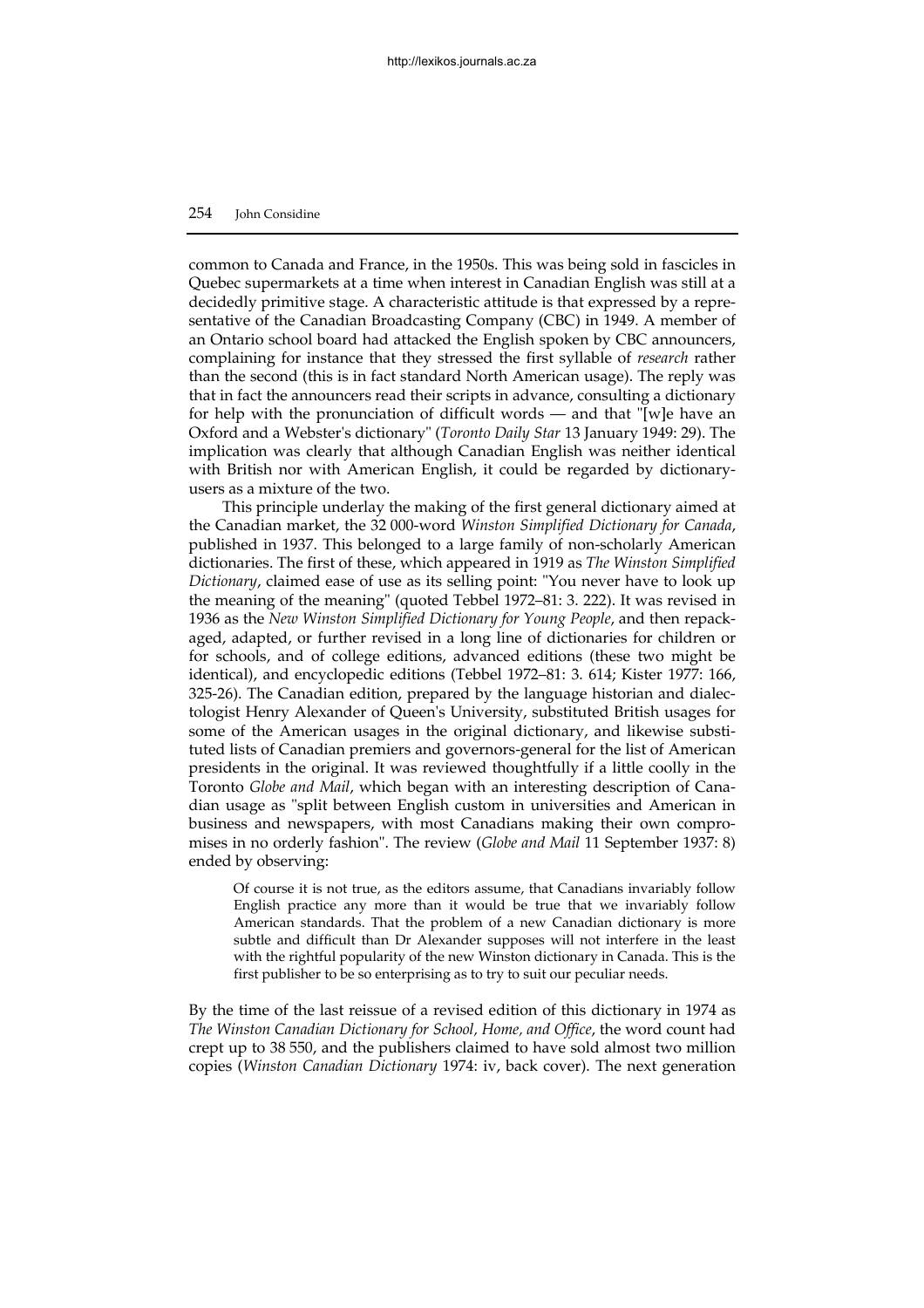common to Canada and France, in the 1950s. This was being sold in fascicles in Quebec supermarkets at a time when interest in Canadian English was still at a decidedly primitive stage. A characteristic attitude is that expressed by a representative of the Canadian Broadcasting Company (CBC) in 1949. A member of an Ontario school board had attacked the English spoken by CBC announcers, complaining for instance that they stressed the first syllable of *research* rather than the second (this is in fact standard North American usage). The reply was that in fact the announcers read their scripts in advance, consulting a dictionary for help with the pronunciation of difficult words — and that "[w]e have an Oxford and a Webster's dictionary" (*Toronto Daily Star* 13 January 1949: 29). The implication was clearly that although Canadian English was neither identical with British nor with American English, it could be regarded by dictionary-users as a mixture of the two.

This principle underlay the making of the first general dictionary aimed at the Canadian market, the 32 000-word *Winston Simplified Dictionary for Canada*, published in 1937. This belonged to a large family of non-scholarly American dictionaries. The first of these, which appeared in 1919 as *The Winston Simplified Dictionary*, claimed ease of use as its selling point: "You never have to look up the meaning of the meaning" (quoted Tebbel 1972–81: 3. 222). It was revised in 1936 as the *New Winston Simplified Dictionary for Young People*, and then repackaged, adapted, or further revised in a long line of dictionaries for children or for schools, and of college editions, advanced editions (these two might be identical), and encyclopedic editions (Tebbel 1972–81: 3. 614; Kister 1977: 166, 325-26). The Canadian edition, prepared by the language historian and dialectologist Henry Alexander of Queen's University, substituted British usages for some of the American usages in the original dictionary, and likewise substituted lists of Canadian premiers and governors-general for the list of American presidents in the original. It was reviewed thoughtfully if a little coolly in the Toronto *Globe and Mail*, which began with an interesting description of Canadian usage as "split between English custom in universities and American in business and newspapers, with most Canadians making their own compromises in no orderly fashion". The review (*Globe and Mail* 11 September 1937: 8) ended by observing:

> Of course it is not true, as the editors assume, that Canadians invariably follow English practice any more than it would be true that we invariably follow American standards. That the problem of a new Canadian dictionary is more subtle and difficult than Dr Alexander supposes will not interfere in the least with the rightful popularity of the new Winston dictionary in Canada. This is the first publisher to be so enterprising as to try to suit our peculiar needs.

By the time of the last reissue of a revised edition of this dictionary in 1974 as *The Winston Canadian Dictionary for School, Home, and Office*, the word count had crept up to 38 550, and the publishers claimed to have sold almost two million copies (*Winston Canadian Dictionary* 1974: iv, back cover). The next generation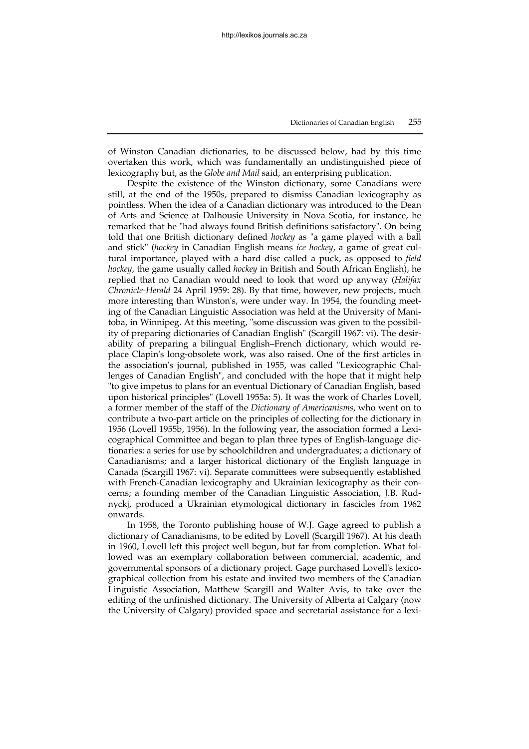of Winston Canadian dictionaries, to be discussed below, had by this time overtaken this work, which was fundamentally an undistinguished piece of lexicography but, as the *Globe and Mail* said, an enterprising publication.

Despite the existence of the Winston dictionary, some Canadians were still, at the end of the 1950s, prepared to dismiss Canadian lexicography as pointless. When the idea of a Canadian dictionary was introduced to the Dean of Arts and Science at Dalhousie University in Nova Scotia, for instance, he remarked that he "had always found British definitions satisfactory". On being told that one British dictionary defined *hockey* as "a game played with a ball and stick" (*hockey* in Canadian English means *ice hockey*, a game of great cultural importance, played with a hard disc called a puck, as opposed to *field hockey*, the game usually called *hockey* in British and South African English), he replied that no Canadian would need to look that word up anyway (*Halifax Chronicle-Herald* 24 April 1959: 28). By that time, however, new projects, much more interesting than Winston's, were under way. In 1954, the founding meeting of the Canadian Linguistic Association was held at the University of Manitoba, in Winnipeg. At this meeting, "some discussion was given to the possibility of preparing dictionaries of Canadian English" (Scargill 1967: vi). The desirability of preparing a bilingual English–French dictionary, which would replace Clapin's long-obsolete work, was also raised. One of the first articles in the association's journal, published in 1955, was called "Lexicographic Challenges of Canadian English", and concluded with the hope that it might help "to give impetus to plans for an eventual Dictionary of Canadian English, based upon historical principles" (Lovell 1955a: 5). It was the work of Charles Lovell, a former member of the staff of the *Dictionary of Americanisms*, who went on to contribute a two-part article on the principles of collecting for the dictionary in 1956 (Lovell 1955b, 1956). In the following year, the association formed a Lexicographical Committee and began to plan three types of English-language dictionaries: a series for use by schoolchildren and undergraduates; a dictionary of Canadianisms; and a larger historical dictionary of the English language in Canada (Scargill 1967: vi). Separate committees were subsequently established with French-Canadian lexicography and Ukrainian lexicography as their concerns; a founding member of the Canadian Linguistic Association, J.B. Rudnyckj, produced a Ukrainian etymological dictionary in fascicles from 1962 onwards.

In 1958, the Toronto publishing house of W.J. Gage agreed to publish a dictionary of Canadianisms, to be edited by Lovell (Scargill 1967). At his death in 1960, Lovell left this project well begun, but far from completion. What followed was an exemplary collaboration between commercial, academic, and governmental sponsors of a dictionary project. Gage purchased Lovell's lexicographical collection from his estate and invited two members of the Canadian Linguistic Association, Matthew Scargill and Walter Avis, to take over the editing of the unfinished dictionary. The University of Alberta at Calgary (now the University of Calgary) provided space and secretarial assistance for a lexi-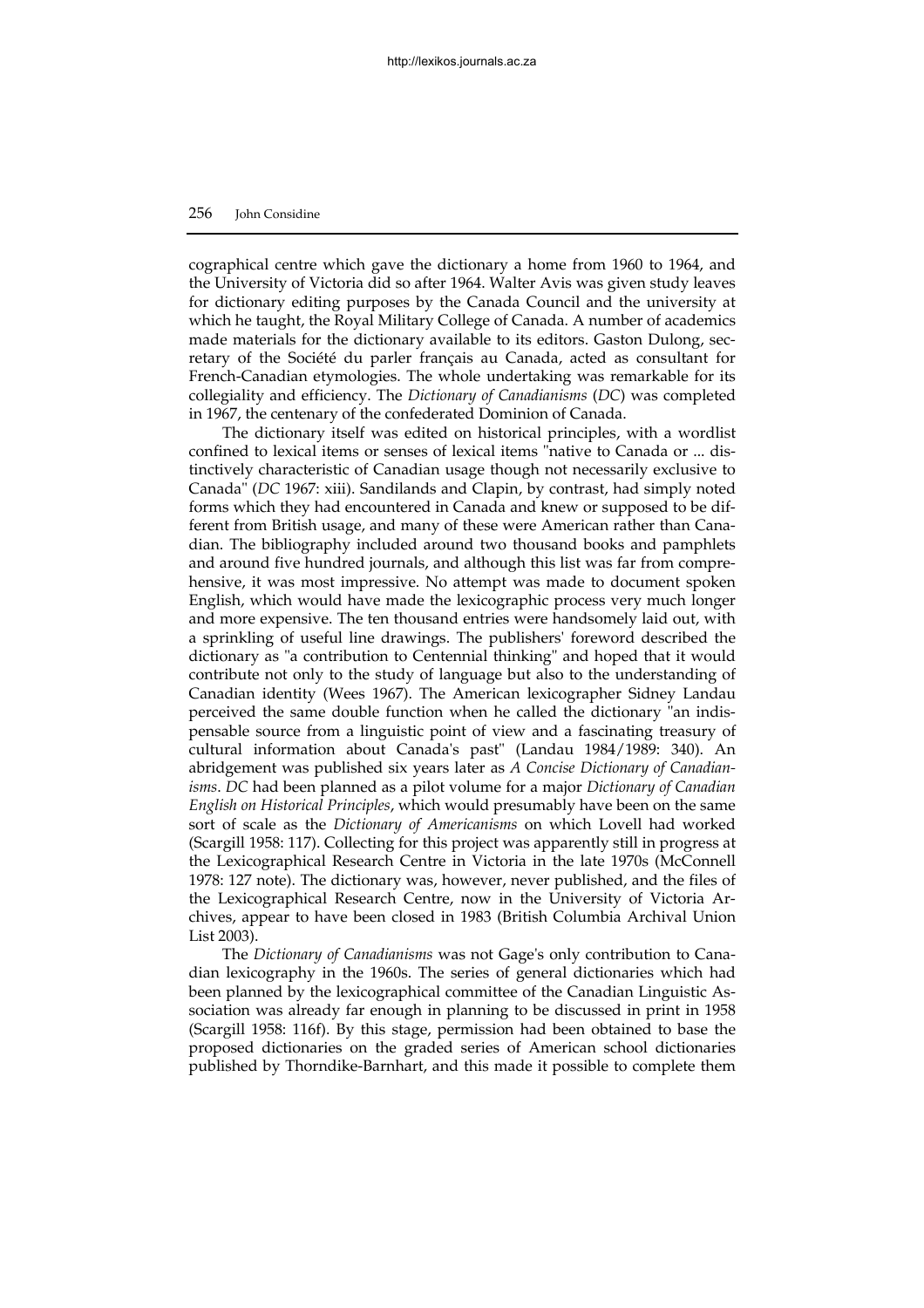cographical centre which gave the dictionary a home from 1960 to 1964, and the University of Victoria did so after 1964. Walter Avis was given study leaves for dictionary editing purposes by the Canada Council and the university at which he taught, the Royal Military College of Canada. A number of academics made materials for the dictionary available to its editors. Gaston Dulong, secretary of the Société du parler français au Canada, acted as consultant for French-Canadian etymologies. The whole undertaking was remarkable for its collegiality and efficiency. The *Dictionary of Canadianisms* (*DC*) was completed in 1967, the centenary of the confederated Dominion of Canada.

The dictionary itself was edited on historical principles, with a wordlist confined to lexical items or senses of lexical items "native to Canada or ... distinctively characteristic of Canadian usage though not necessarily exclusive to Canada" (*DC* 1967: xiii). Sandilands and Clapin, by contrast, had simply noted forms which they had encountered in Canada and knew or supposed to be different from British usage, and many of these were American rather than Canadian. The bibliography included around two thousand books and pamphlets and around five hundred journals, and although this list was far from comprehensive, it was most impressive. No attempt was made to document spoken English, which would have made the lexicographic process very much longer and more expensive. The ten thousand entries were handsomely laid out, with a sprinkling of useful line drawings. The publishers' foreword described the dictionary as "a contribution to Centennial thinking" and hoped that it would contribute not only to the study of language but also to the understanding of Canadian identity (Wees 1967). The American lexicographer Sidney Landau perceived the same double function when he called the dictionary "an indispensable source from a linguistic point of view and a fascinating treasury of cultural information about Canada's past" (Landau 1984/1989: 340). An abridgement was published six years later as *A Concise Dictionary of Canadianisms*. *DC* had been planned as a pilot volume for a major *Dictionary of Canadian English on Historical Principles*, which would presumably have been on the same sort of scale as the *Dictionary of Americanisms* on which Lovell had worked (Scargill 1958: 117). Collecting for this project was apparently still in progress at the Lexicographical Research Centre in Victoria in the late 1970s (McConnell 1978: 127 note). The dictionary was, however, never published, and the files of the Lexicographical Research Centre, now in the University of Victoria Archives, appear to have been closed in 1983 (British Columbia Archival Union List 2003).

The *Dictionary of Canadianisms* was not Gage's only contribution to Canadian lexicography in the 1960s. The series of general dictionaries which had been planned by the lexicographical committee of the Canadian Linguistic Association was already far enough in planning to be discussed in print in 1958 (Scargill 1958: 116f). By this stage, permission had been obtained to base the proposed dictionaries on the graded series of American school dictionaries published by Thorndike-Barnhart, and this made it possible to complete them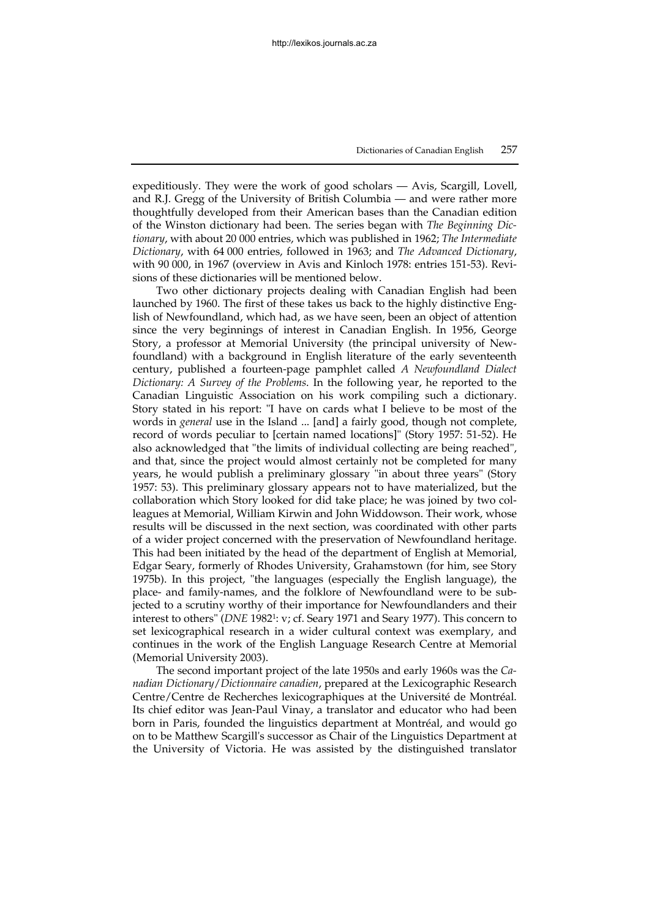expeditiously. They were the work of good scholars — Avis, Scargill, Lovell, and R.J. Gregg of the University of British Columbia — and were rather more thoughtfully developed from their American bases than the Canadian edition of the Winston dictionary had been. The series began with *The Beginning Dictionary*, with about 20 000 entries, which was published in 1962; *The Intermediate Dictionary*, with 64 000 entries, followed in 1963; and *The Advanced Dictionary*, with 90 000, in 1967 (overview in Avis and Kinloch 1978: entries 151-53). Revisions of these dictionaries will be mentioned below.

Two other dictionary projects dealing with Canadian English had been launched by 1960. The first of these takes us back to the highly distinctive English of Newfoundland, which had, as we have seen, been an object of attention since the very beginnings of interest in Canadian English. In 1956, George Story, a professor at Memorial University (the principal university of Newfoundland) with a background in English literature of the early seventeenth century, published a fourteen-page pamphlet called *A Newfoundland Dialect Dictionary: A Survey of the Problems*. In the following year, he reported to the Canadian Linguistic Association on his work compiling such a dictionary. Story stated in his report: "I have on cards what I believe to be most of the words in *general* use in the Island ... [and] a fairly good, though not complete, record of words peculiar to [certain named locations]" (Story 1957: 51-52). He also acknowledged that "the limits of individual collecting are being reached", and that, since the project would almost certainly not be completed for many years, he would publish a preliminary glossary "in about three years" (Story 1957: 53). This preliminary glossary appears not to have materialized, but the collaboration which Story looked for did take place; he was joined by two colleagues at Memorial, William Kirwin and John Widdowson. Their work, whose results will be discussed in the next section, was coordinated with other parts of a wider project concerned with the preservation of Newfoundland heritage. This had been initiated by the head of the department of English at Memorial, Edgar Seary, formerly of Rhodes University, Grahamstown (for him, see Story 1975b). In this project, "the languages (especially the English language), the place- and family-names, and the folklore of Newfoundland were to be subjected to a scrutiny worthy of their importance for Newfoundlanders and their interest to others" (*DNE* 1982[1]: v; cf. Seary 1971 and Seary 1977). This concern to set lexicographical research in a wider cultural context was exemplary, and continues in the work of the English Language Research Centre at Memorial (Memorial University 2003).

The second important project of the late 1950s and early 1960s was the *Canadian Dictionary/Dictionnaire canadien*, prepared at the Lexicographic Research Centre/Centre de Recherches lexicographiques at the Université de Montréal. Its chief editor was Jean-Paul Vinay, a translator and educator who had been born in Paris, founded the linguistics department at Montréal, and would go on to be Matthew Scargill's successor as Chair of the Linguistics Department at the University of Victoria. He was assisted by the distinguished translator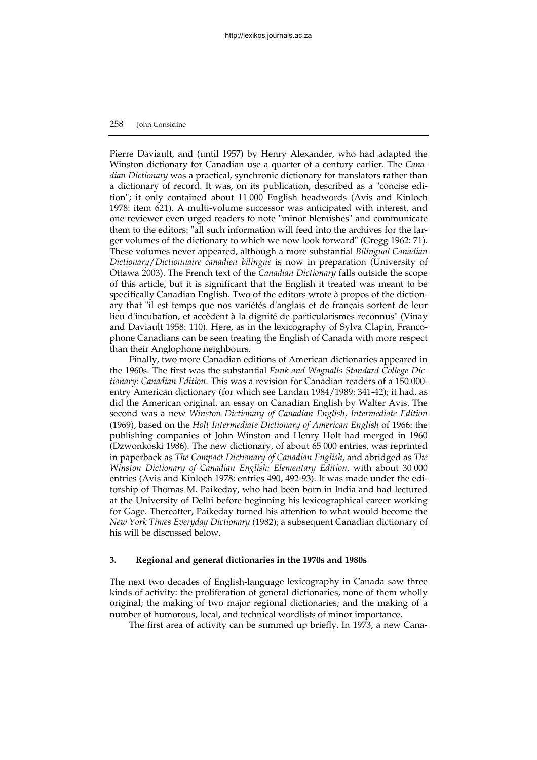Pierre Daviault, and (until 1957) by Henry Alexander, who had adapted the Winston dictionary for Canadian use a quarter of a century earlier. The *Canadian Dictionary* was a practical, synchronic dictionary for translators rather than a dictionary of record. It was, on its publication, described as a "concise edition"; it only contained about 11 000 English headwords (Avis and Kinloch 1978: item 621). A multi-volume successor was anticipated with interest, and one reviewer even urged readers to note "minor blemishes" and communicate them to the editors: "all such information will feed into the archives for the larger volumes of the dictionary to which we now look forward" (Gregg 1962: 71). These volumes never appeared, although a more substantial *Bilingual Canadian Dictionary/Dictionnaire canadien bilingue* is now in preparation (University of Ottawa 2003). The French text of the *Canadian Dictionary* falls outside the scope of this article, but it is significant that the English it treated was meant to be specifically Canadian English. Two of the editors wrote à propos of the dictionary that "il est temps que nos variétés d'anglais et de français sortent de leur lieu d'incubation, et accèdent à la dignité de particularismes reconnus" (Vinay and Daviault 1958: 110). Here, as in the lexicography of Sylva Clapin, Francophone Canadians can be seen treating the English of Canada with more respect than their Anglophone neighbours.

Finally, two more Canadian editions of American dictionaries appeared in the 1960s. The first was the substantial *Funk and Wagnalls Standard College Dictionary: Canadian Edition*. This was a revision for Canadian readers of a 150 000-entry American dictionary (for which see Landau 1984/1989: 341-42); it had, as did the American original, an essay on Canadian English by Walter Avis. The second was a new *Winston Dictionary of Canadian English, Intermediate Edition* (1969), based on the *Holt Intermediate Dictionary of American English* of 1966: the publishing companies of John Winston and Henry Holt had merged in 1960 (Dzwonkoski 1986). The new dictionary, of about 65 000 entries, was reprinted in paperback as *The Compact Dictionary of Canadian English*, and abridged as *The Winston Dictionary of Canadian English: Elementary Edition*, with about 30 000 entries (Avis and Kinloch 1978: entries 490, 492-93). It was made under the editorship of Thomas M. Paikeday, who had been born in India and had lectured at the University of Delhi before beginning his lexicographical career working for Gage. Thereafter, Paikeday turned his attention to what would become the *New York Times Everyday Dictionary* (1982); a subsequent Canadian dictionary of his will be discussed below.

## 3. Regional and general dictionaries in the 1970s and 1980s

The next two decades of English-language lexicography in Canada saw three kinds of activity: the proliferation of general dictionaries, none of them wholly original; the making of two major regional dictionaries; and the making of a number of humorous, local, and technical wordlists of minor importance.

The first area of activity can be summed up briefly. In 1973, a new Cana-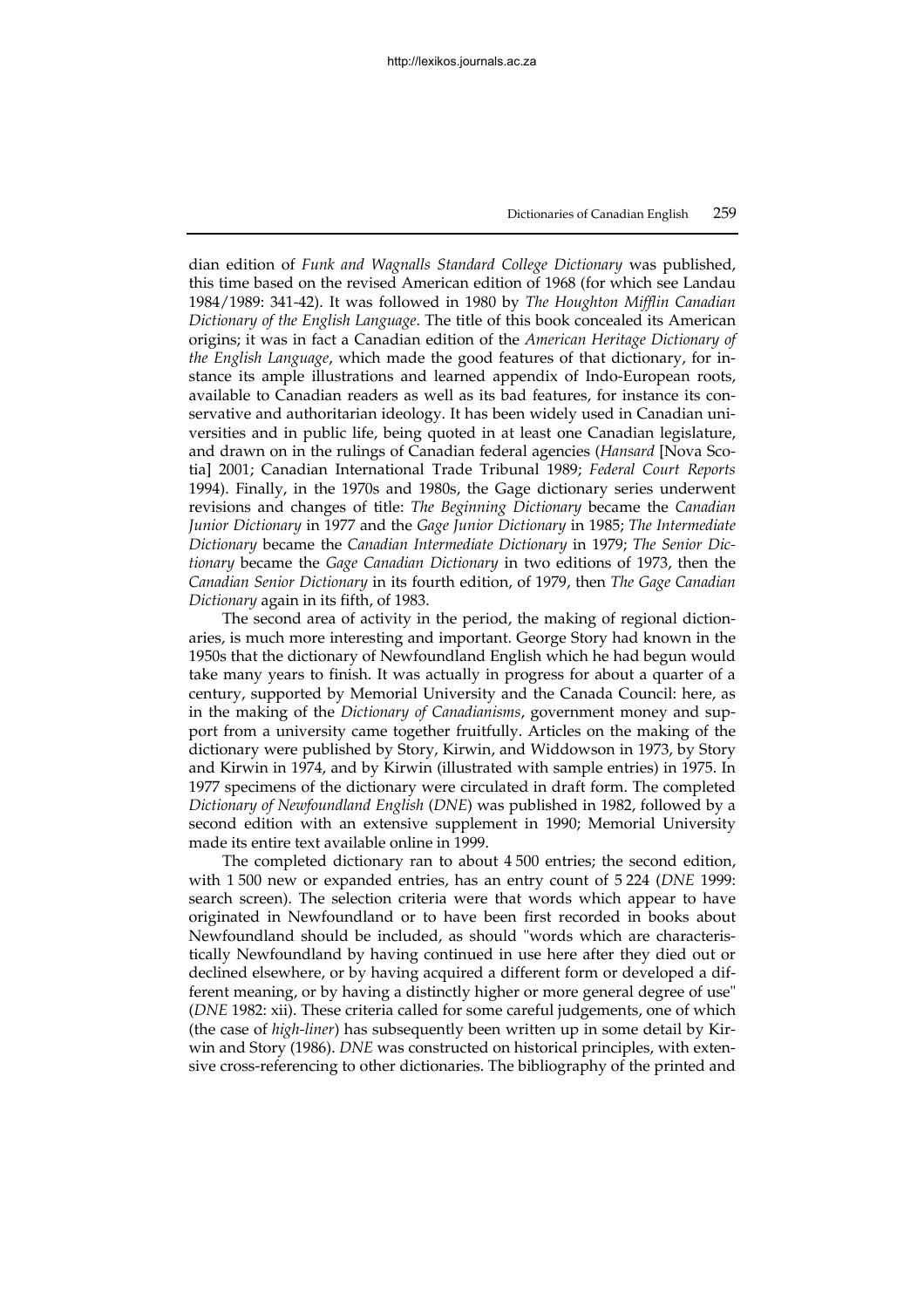dian edition of *Funk and Wagnalls Standard College Dictionary* was published, this time based on the revised American edition of 1968 (for which see Landau 1984/1989: 341-42). It was followed in 1980 by *The Houghton Mifflin Canadian Dictionary of the English Language*. The title of this book concealed its American origins; it was in fact a Canadian edition of the *American Heritage Dictionary of the English Language*, which made the good features of that dictionary, for instance its ample illustrations and learned appendix of Indo-European roots, available to Canadian readers as well as its bad features, for instance its conservative and authoritarian ideology. It has been widely used in Canadian universities and in public life, being quoted in at least one Canadian legislature, and drawn on in the rulings of Canadian federal agencies (*Hansard* [Nova Scotia] 2001; Canadian International Trade Tribunal 1989; *Federal Court Reports* 1994). Finally, in the 1970s and 1980s, the Gage dictionary series underwent revisions and changes of title: *The Beginning Dictionary* became the *Canadian Junior Dictionary* in 1977 and the *Gage Junior Dictionary* in 1985; *The Intermediate Dictionary* became the *Canadian Intermediate Dictionary* in 1979; *The Senior Dictionary* became the *Gage Canadian Dictionary* in two editions of 1973, then the *Canadian Senior Dictionary* in its fourth edition, of 1979, then *The Gage Canadian Dictionary* again in its fifth, of 1983.

The second area of activity in the period, the making of regional dictionaries, is much more interesting and important. George Story had known in the 1950s that the dictionary of Newfoundland English which he had begun would take many years to finish. It was actually in progress for about a quarter of a century, supported by Memorial University and the Canada Council: here, as in the making of the *Dictionary of Canadianisms*, government money and support from a university came together fruitfully. Articles on the making of the dictionary were published by Story, Kirwin, and Widdowson in 1973, by Story and Kirwin in 1974, and by Kirwin (illustrated with sample entries) in 1975. In 1977 specimens of the dictionary were circulated in draft form. The completed *Dictionary of Newfoundland English* (*DNE*) was published in 1982, followed by a second edition with an extensive supplement in 1990; Memorial University made its entire text available online in 1999.

The completed dictionary ran to about 4 500 entries; the second edition, with 1 500 new or expanded entries, has an entry count of 5 224 (*DNE* 1999: search screen). The selection criteria were that words which appear to have originated in Newfoundland or to have been first recorded in books about Newfoundland should be included, as should "words which are characteristically Newfoundland by having continued in use here after they died out or declined elsewhere, or by having acquired a different form or developed a different meaning, or by having a distinctly higher or more general degree of use" (*DNE* 1982: xii). These criteria called for some careful judgements, one of which (the case of *high-liner*) has subsequently been written up in some detail by Kirwin and Story (1986). *DNE* was constructed on historical principles, with extensive cross-referencing to other dictionaries. The bibliography of the printed and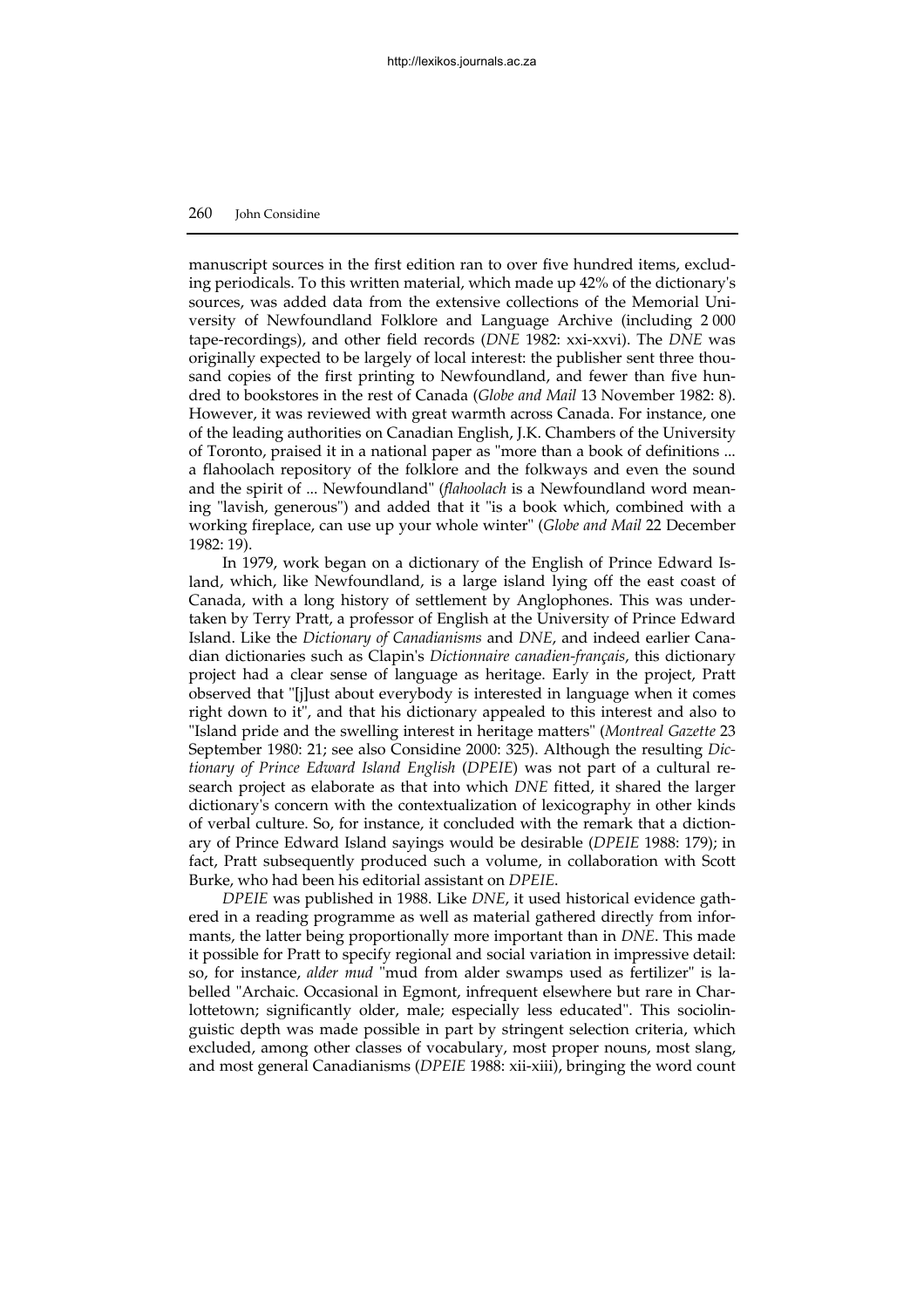manuscript sources in the first edition ran to over five hundred items, excluding periodicals. To this written material, which made up 42% of the dictionary's sources, was added data from the extensive collections of the Memorial University of Newfoundland Folklore and Language Archive (including 2 000 tape-recordings), and other field records (*DNE* 1982: xxi-xxvi). The *DNE* was originally expected to be largely of local interest: the publisher sent three thousand copies of the first printing to Newfoundland, and fewer than five hundred to bookstores in the rest of Canada (*Globe and Mail* 13 November 1982: 8). However, it was reviewed with great warmth across Canada. For instance, one of the leading authorities on Canadian English, J.K. Chambers of the University of Toronto, praised it in a national paper as "more than a book of definitions ... a flahoolach repository of the folklore and the folkways and even the sound and the spirit of ... Newfoundland" (*flahoolach* is a Newfoundland word meaning "lavish, generous") and added that it "is a book which, combined with a working fireplace, can use up your whole winter" (*Globe and Mail* 22 December 1982: 19).

In 1979, work began on a dictionary of the English of Prince Edward Island, which, like Newfoundland, is a large island lying off the east coast of Canada, with a long history of settlement by Anglophones. This was undertaken by Terry Pratt, a professor of English at the University of Prince Edward Island. Like the *Dictionary of Canadianisms* and *DNE*, and indeed earlier Canadian dictionaries such as Clapin's *Dictionnaire canadien-français*, this dictionary project had a clear sense of language as heritage. Early in the project, Pratt observed that "[j]ust about everybody is interested in language when it comes right down to it", and that his dictionary appealed to this interest and also to "Island pride and the swelling interest in heritage matters" (*Montreal Gazette* 23 September 1980: 21; see also Considine 2000: 325). Although the resulting *Dictionary of Prince Edward Island English* (*DPEIE*) was not part of a cultural research project as elaborate as that into which *DNE* fitted, it shared the larger dictionary's concern with the contextualization of lexicography in other kinds of verbal culture. So, for instance, it concluded with the remark that a dictionary of Prince Edward Island sayings would be desirable (*DPEIE* 1988: 179); in fact, Pratt subsequently produced such a volume, in collaboration with Scott Burke, who had been his editorial assistant on *DPEIE*.

*DPEIE* was published in 1988. Like *DNE*, it used historical evidence gathered in a reading programme as well as material gathered directly from informants, the latter being proportionally more important than in *DNE*. This made it possible for Pratt to specify regional and social variation in impressive detail: so, for instance, *alder mud* "mud from alder swamps used as fertilizer" is labelled "Archaic. Occasional in Egmont, infrequent elsewhere but rare in Charlottetown; significantly older, male; especially less educated". This sociolinguistic depth was made possible in part by stringent selection criteria, which excluded, among other classes of vocabulary, most proper nouns, most slang, and most general Canadianisms (*DPEIE* 1988: xii-xiii), bringing the word count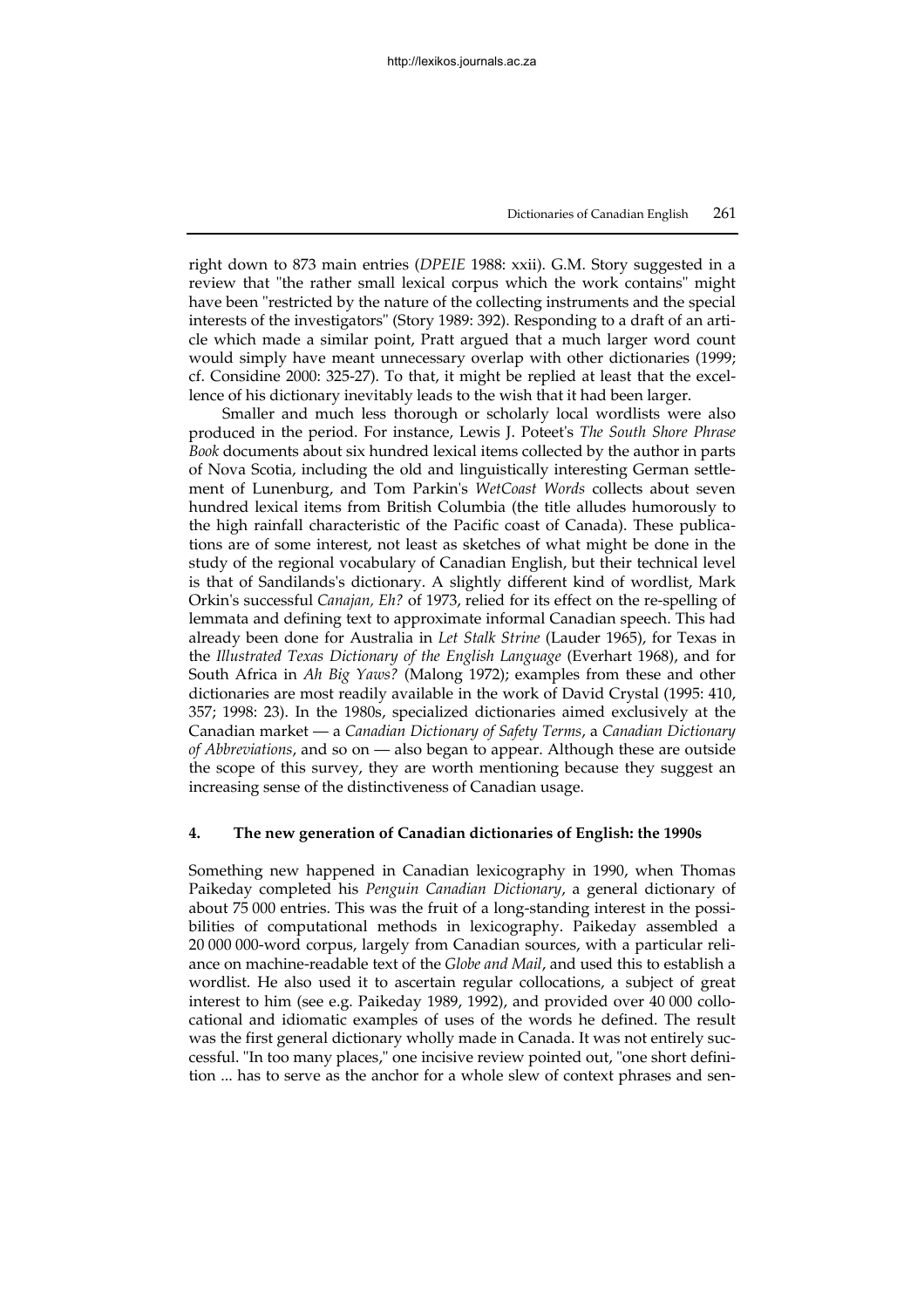right down to 873 main entries (*DPEIE* 1988: xxii). G.M. Story suggested in a review that "the rather small lexical corpus which the work contains" might have been "restricted by the nature of the collecting instruments and the special interests of the investigators" (Story 1989: 392). Responding to a draft of an article which made a similar point, Pratt argued that a much larger word count would simply have meant unnecessary overlap with other dictionaries (1999; cf. Considine 2000: 325-27). To that, it might be replied at least that the excellence of his dictionary inevitably leads to the wish that it had been larger.

Smaller and much less thorough or scholarly local wordlists were also produced in the period. For instance, Lewis J. Poteet's *The South Shore Phrase Book* documents about six hundred lexical items collected by the author in parts of Nova Scotia, including the old and linguistically interesting German settlement of Lunenburg, and Tom Parkin's *WetCoast Words* collects about seven hundred lexical items from British Columbia (the title alludes humorously to the high rainfall characteristic of the Pacific coast of Canada). These publications are of some interest, not least as sketches of what might be done in the study of the regional vocabulary of Canadian English, but their technical level is that of Sandilands's dictionary. A slightly different kind of wordlist, Mark Orkin's successful *Canajan, Eh?* of 1973, relied for its effect on the re-spelling of lemmata and defining text to approximate informal Canadian speech. This had already been done for Australia in *Let Stalk Strine* (Lauder 1965), for Texas in the *Illustrated Texas Dictionary of the English Language* (Everhart 1968), and for South Africa in *Ah Big Yaws?* (Malong 1972); examples from these and other dictionaries are most readily available in the work of David Crystal (1995: 410, 357; 1998: 23). In the 1980s, specialized dictionaries aimed exclusively at the Canadian market — a *Canadian Dictionary of Safety Terms*, a *Canadian Dictionary of Abbreviations*, and so on — also began to appear. Although these are outside the scope of this survey, they are worth mentioning because they suggest an increasing sense of the distinctiveness of Canadian usage.

## 4. The new generation of Canadian dictionaries of English: the 1990s

Something new happened in Canadian lexicography in 1990, when Thomas Paikeday completed his *Penguin Canadian Dictionary*, a general dictionary of about 75 000 entries. This was the fruit of a long-standing interest in the possibilities of computational methods in lexicography. Paikeday assembled a 20 000 000-word corpus, largely from Canadian sources, with a particular reliance on machine-readable text of the *Globe and Mail*, and used this to establish a wordlist. He also used it to ascertain regular collocations, a subject of great interest to him (see e.g. Paikeday 1989, 1992), and provided over 40 000 collocational and idiomatic examples of uses of the words he defined. The result was the first general dictionary wholly made in Canada. It was not entirely successful. "In too many places," one incisive review pointed out, "one short definition ... has to serve as the anchor for a whole slew of context phrases and sen-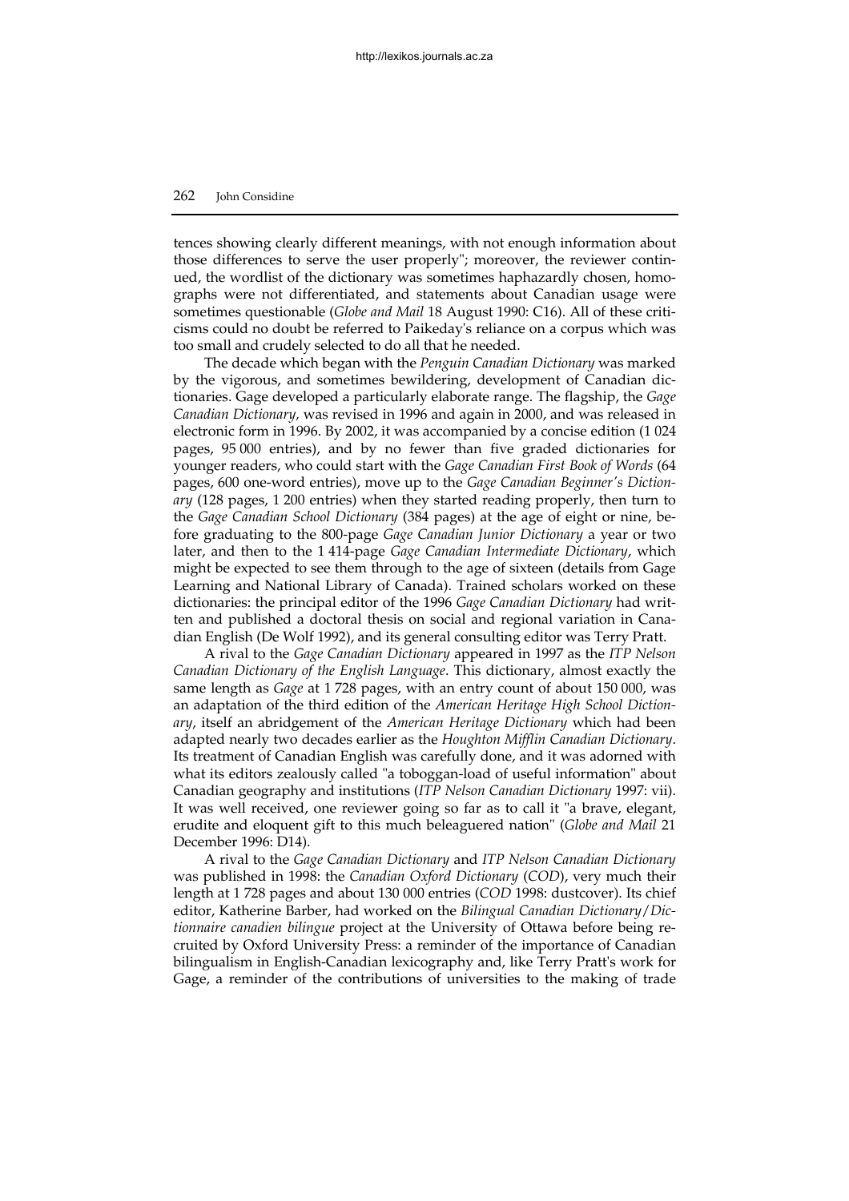tences showing clearly different meanings, with not enough information about those differences to serve the user properly"; moreover, the reviewer continued, the wordlist of the dictionary was sometimes haphazardly chosen, homographs were not differentiated, and statements about Canadian usage were sometimes questionable (*Globe and Mail* 18 August 1990: C16). All of these criticisms could no doubt be referred to Paikeday's reliance on a corpus which was too small and crudely selected to do all that he needed.

The decade which began with the *Penguin Canadian Dictionary* was marked by the vigorous, and sometimes bewildering, development of Canadian dictionaries. Gage developed a particularly elaborate range. The flagship, the *Gage Canadian Dictionary,* was revised in 1996 and again in 2000, and was released in electronic form in 1996. By 2002, it was accompanied by a concise edition (1 024 pages, 95 000 entries), and by no fewer than five graded dictionaries for younger readers, who could start with the *Gage Canadian First Book of Words* (64 pages, 600 one-word entries), move up to the *Gage Canadian Beginner's Dictionary* (128 pages, 1 200 entries) when they started reading properly, then turn to the *Gage Canadian School Dictionary* (384 pages) at the age of eight or nine, before graduating to the 800-page *Gage Canadian Junior Dictionary* a year or two later, and then to the 1 414-page *Gage Canadian Intermediate Dictionary*, which might be expected to see them through to the age of sixteen (details from Gage Learning and National Library of Canada). Trained scholars worked on these dictionaries: the principal editor of the 1996 *Gage Canadian Dictionary* had written and published a doctoral thesis on social and regional variation in Canadian English (De Wolf 1992), and its general consulting editor was Terry Pratt.

A rival to the *Gage Canadian Dictionary* appeared in 1997 as the *ITP Nelson Canadian Dictionary of the English Language*. This dictionary, almost exactly the same length as *Gage* at 1 728 pages, with an entry count of about 150 000, was an adaptation of the third edition of the *American Heritage High School Dictionary*, itself an abridgement of the *American Heritage Dictionary* which had been adapted nearly two decades earlier as the *Houghton Mifflin Canadian Dictionary*. Its treatment of Canadian English was carefully done, and it was adorned with what its editors zealously called "a toboggan-load of useful information" about Canadian geography and institutions (*ITP Nelson Canadian Dictionary* 1997: vii). It was well received, one reviewer going so far as to call it "a brave, elegant, erudite and eloquent gift to this much beleaguered nation" (*Globe and Mail* 21 December 1996: D14).

A rival to the *Gage Canadian Dictionary* and *ITP Nelson Canadian Dictionary* was published in 1998: the *Canadian Oxford Dictionary* (*COD*), very much their length at 1 728 pages and about 130 000 entries (*COD* 1998: dustcover). Its chief editor, Katherine Barber, had worked on the *Bilingual Canadian Dictionary*/*Dictionnaire canadien bilingue* project at the University of Ottawa before being recruited by Oxford University Press: a reminder of the importance of Canadian bilingualism in English-Canadian lexicography and, like Terry Pratt's work for Gage, a reminder of the contributions of universities to the making of trade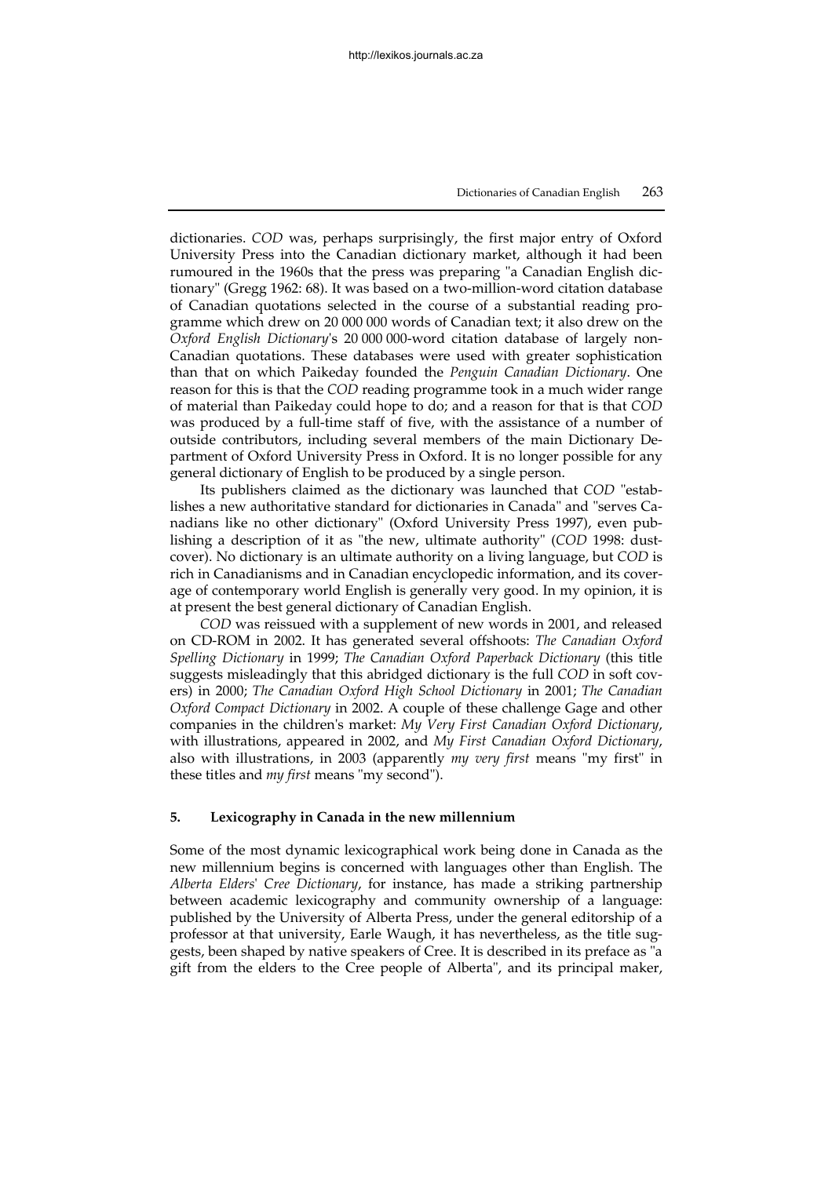dictionaries. *COD* was, perhaps surprisingly, the first major entry of Oxford University Press into the Canadian dictionary market, although it had been rumoured in the 1960s that the press was preparing "a Canadian English dictionary" (Gregg 1962: 68). It was based on a two-million-word citation database of Canadian quotations selected in the course of a substantial reading programme which drew on 20 000 000 words of Canadian text; it also drew on the *Oxford English Dictionary*'s 20 000 000-word citation database of largely non-Canadian quotations. These databases were used with greater sophistication than that on which Paikeday founded the *Penguin Canadian Dictionary*. One reason for this is that the *COD* reading programme took in a much wider range of material than Paikeday could hope to do; and a reason for that is that *COD* was produced by a full-time staff of five, with the assistance of a number of outside contributors, including several members of the main Dictionary Department of Oxford University Press in Oxford. It is no longer possible for any general dictionary of English to be produced by a single person.

Its publishers claimed as the dictionary was launched that *COD* "establishes a new authoritative standard for dictionaries in Canada" and "serves Canadians like no other dictionary" (Oxford University Press 1997), even publishing a description of it as "the new, ultimate authority" (*COD* 1998: dust-cover). No dictionary is an ultimate authority on a living language, but *COD* is rich in Canadianisms and in Canadian encyclopedic information, and its coverage of contemporary world English is generally very good. In my opinion, it is at present the best general dictionary of Canadian English.

*COD* was reissued with a supplement of new words in 2001, and released on CD-ROM in 2002. It has generated several offshoots: *The Canadian Oxford Spelling Dictionary* in 1999; *The Canadian Oxford Paperback Dictionary* (this title suggests misleadingly that this abridged dictionary is the full *COD* in soft covers) in 2000; *The Canadian Oxford High School Dictionary* in 2001; *The Canadian Oxford Compact Dictionary* in 2002. A couple of these challenge Gage and other companies in the children's market: *My Very First Canadian Oxford Dictionary*, with illustrations, appeared in 2002, and *My First Canadian Oxford Dictionary*, also with illustrations, in 2003 (apparently *my very first* means "my first" in these titles and *my first* means "my second").

## 5. Lexicography in Canada in the new millennium

Some of the most dynamic lexicographical work being done in Canada as the new millennium begins is concerned with languages other than English. The *Alberta Elders' Cree Dictionary*, for instance, has made a striking partnership between academic lexicography and community ownership of a language: published by the University of Alberta Press, under the general editorship of a professor at that university, Earle Waugh, it has nevertheless, as the title suggests, been shaped by native speakers of Cree. It is described in its preface as "a gift from the elders to the Cree people of Alberta", and its principal maker,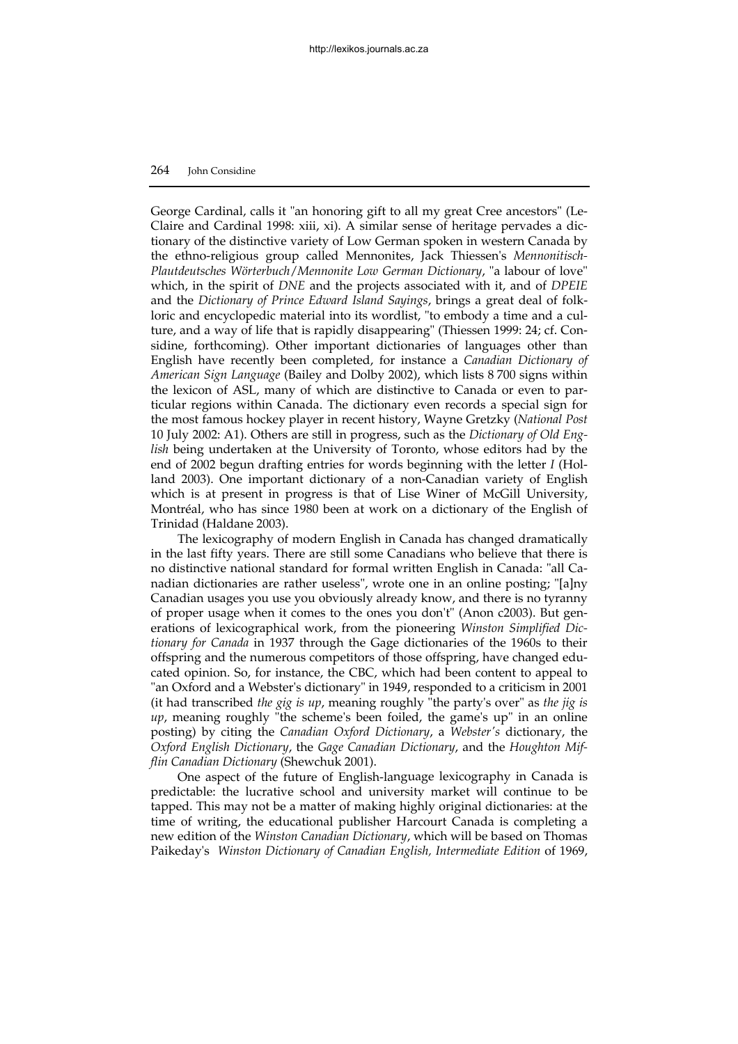George Cardinal, calls it "an honoring gift to all my great Cree ancestors" (LeClaire and Cardinal 1998: xiii, xi). A similar sense of heritage pervades a dictionary of the distinctive variety of Low German spoken in western Canada by the ethno-religious group called Mennonites, Jack Thiessen's *Mennonitisch-Plautdeutsches Wörterbuch/Mennonite Low German Dictionary*, "a labour of love" which, in the spirit of *DNE* and the projects associated with it, and of *DPEIE* and the *Dictionary of Prince Edward Island Sayings*, brings a great deal of folkloric and encyclopedic material into its wordlist, "to embody a time and a culture, and a way of life that is rapidly disappearing" (Thiessen 1999: 24; cf. Considine, forthcoming). Other important dictionaries of languages other than English have recently been completed, for instance a *Canadian Dictionary of American Sign Language* (Bailey and Dolby 2002), which lists 8 700 signs within the lexicon of ASL, many of which are distinctive to Canada or even to particular regions within Canada. The dictionary even records a special sign for the most famous hockey player in recent history, Wayne Gretzky (*National Post* 10 July 2002: A1). Others are still in progress, such as the *Dictionary of Old English* being undertaken at the University of Toronto, whose editors had by the end of 2002 begun drafting entries for words beginning with the letter *I* (Holland 2003). One important dictionary of a non-Canadian variety of English which is at present in progress is that of Lise Winer of McGill University, Montréal, who has since 1980 been at work on a dictionary of the English of Trinidad (Haldane 2003).

The lexicography of modern English in Canada has changed dramatically in the last fifty years. There are still some Canadians who believe that there is no distinctive national standard for formal written English in Canada: "all Canadian dictionaries are rather useless", wrote one in an online posting; "[a]ny Canadian usages you use you obviously already know, and there is no tyranny of proper usage when it comes to the ones you don't" (Anon c2003). But generations of lexicographical work, from the pioneering *Winston Simplified Dictionary for Canada* in 1937 through the Gage dictionaries of the 1960s to their offspring and the numerous competitors of those offspring, have changed educated opinion. So, for instance, the CBC, which had been content to appeal to "an Oxford and a Webster's dictionary" in 1949, responded to a criticism in 2001 (it had transcribed *the gig is up*, meaning roughly "the party's over" as *the jig is up*, meaning roughly "the scheme's been foiled, the game's up" in an online posting) by citing the *Canadian Oxford Dictionary*, a *Webster's* dictionary, the *Oxford English Dictionary*, the *Gage Canadian Dictionary*, and the *Houghton Mifflin Canadian Dictionary* (Shewchuk 2001).

One aspect of the future of English-language lexicography in Canada is predictable: the lucrative school and university market will continue to be tapped. This may not be a matter of making highly original dictionaries: at the time of writing, the educational publisher Harcourt Canada is completing a new edition of the *Winston Canadian Dictionary*, which will be based on Thomas Paikeday's *Winston Dictionary of Canadian English, Intermediate Edition* of 1969,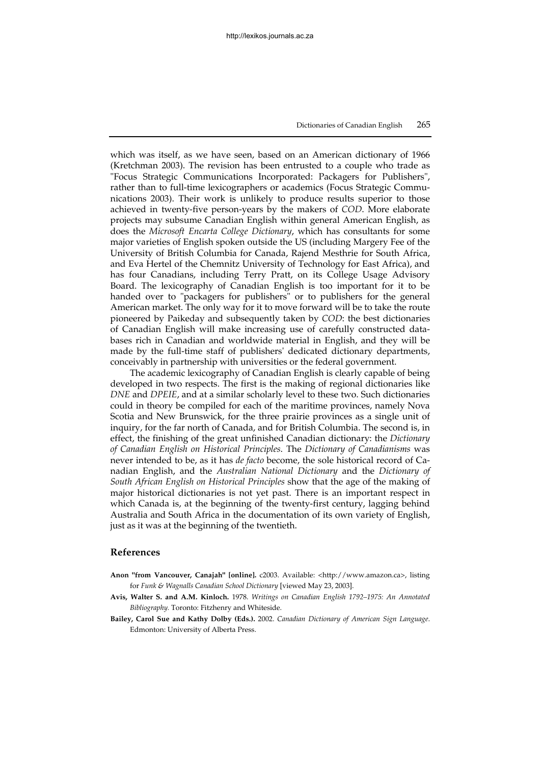which was itself, as we have seen, based on an American dictionary of 1966 (Kretchman 2003). The revision has been entrusted to a couple who trade as "Focus Strategic Communications Incorporated: Packagers for Publishers", rather than to full-time lexicographers or academics (Focus Strategic Communications 2003). Their work is unlikely to produce results superior to those achieved in twenty-five person-years by the makers of *COD*. More elaborate projects may subsume Canadian English within general American English, as does the *Microsoft Encarta College Dictionary*, which has consultants for some major varieties of English spoken outside the US (including Margery Fee of the University of British Columbia for Canada, Rajend Mesthrie for South Africa, and Eva Hertel of the Chemnitz University of Technology for East Africa), and has four Canadians, including Terry Pratt, on its College Usage Advisory Board. The lexicography of Canadian English is too important for it to be handed over to "packagers for publishers" or to publishers for the general American market. The only way for it to move forward will be to take the route pioneered by Paikeday and subsequently taken by *COD*: the best dictionaries of Canadian English will make increasing use of carefully constructed databases rich in Canadian and worldwide material in English, and they will be made by the full-time staff of publishers' dedicated dictionary departments, conceivably in partnership with universities or the federal government.

The academic lexicography of Canadian English is clearly capable of being developed in two respects. The first is the making of regional dictionaries like *DNE* and *DPEIE*, and at a similar scholarly level to these two. Such dictionaries could in theory be compiled for each of the maritime provinces, namely Nova Scotia and New Brunswick, for the three prairie provinces as a single unit of inquiry, for the far north of Canada, and for British Columbia. The second is, in effect, the finishing of the great unfinished Canadian dictionary: the *Dictionary of Canadian English on Historical Principles*. The *Dictionary of Canadianisms* was never intended to be, as it has *de facto* become, the sole historical record of Canadian English, and the *Australian National Dictionary* and the *Dictionary of South African English on Historical Principles* show that the age of the making of major historical dictionaries is not yet past. There is an important respect in which Canada is, at the beginning of the twenty-first century, lagging behind Australia and South Africa in the documentation of its own variety of English, just as it was at the beginning of the twentieth.

## References

**Anon "from Vancouver, Canajah" [online].** c2003. Available: <http://www.amazon.ca>, listing for *Funk & Wagnalls Canadian School Dictionary* [viewed May 23, 2003].

**Avis, Walter S. and A.M. Kinloch.** 1978. *Writings on Canadian English 1792–1975: An Annotated Bibliography.* Toronto: Fitzhenry and Whiteside.

**Bailey, Carol Sue and Kathy Dolby (Eds.).** 2002. *Canadian Dictionary of American Sign Language.* Edmonton: University of Alberta Press.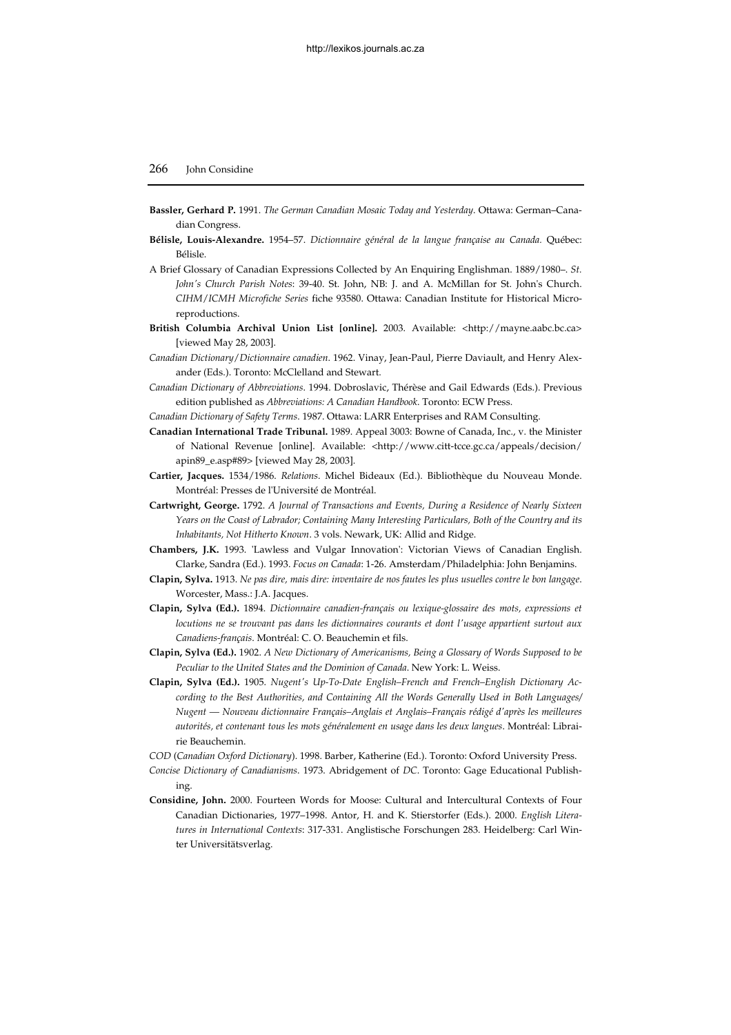**Bassler, Gerhard P.** 1991. *The German Canadian Mosaic Today and Yesterday*. Ottawa: German–Canadian Congress.

**Bélisle, Louis-Alexandre.** 1954–57. *Dictionnaire général de la langue française au Canada.* Québec: Bélisle.

A Brief Glossary of Canadian Expressions Collected by An Enquiring Englishman. 1889/1980–. *St. John's Church Parish Notes*: 39-40. St. John, NB: J. and A. McMillan for St. John's Church. *CIHM/ICMH Microfiche Series* fiche 93580. Ottawa: Canadian Institute for Historical Microreproductions.

**British Columbia Archival Union List [online].** 2003. Available: <http://mayne.aabc.bc.ca> [viewed May 28, 2003].

*Canadian Dictionary/Dictionnaire canadien*. 1962. Vinay, Jean-Paul, Pierre Daviault, and Henry Alexander (Eds.). Toronto: McClelland and Stewart.

*Canadian Dictionary of Abbreviations.* 1994. Dobroslavic, Thérèse and Gail Edwards (Eds.). Previous edition published as *Abbreviations: A Canadian Handbook*. Toronto: ECW Press.

*Canadian Dictionary of Safety Terms*. 1987. Ottawa: LARR Enterprises and RAM Consulting.

**Canadian International Trade Tribunal.** 1989. Appeal 3003: Bowne of Canada, Inc., v. the Minister of National Revenue [online]. Available: <http://www.citt-tcce.gc.ca/appeals/decision/apin89_e.asp#89> [viewed May 28, 2003].

**Cartier, Jacques.** 1534/1986. *Relations*. Michel Bideaux (Ed.). Bibliothèque du Nouveau Monde. Montréal: Presses de l'Université de Montréal.

**Cartwright, George.** 1792. *A Journal of Transactions and Events, During a Residence of Nearly Sixteen Years on the Coast of Labrador; Containing Many Interesting Particulars, Both of the Country and its Inhabitants, Not Hitherto Known*. 3 vols. Newark, UK: Allid and Ridge.

**Chambers, J.K.** 1993. 'Lawless and Vulgar Innovation': Victorian Views of Canadian English. Clarke, Sandra (Ed.). 1993. *Focus on Canada*: 1-26. Amsterdam/Philadelphia: John Benjamins.

**Clapin, Sylva.** 1913. *Ne pas dire, mais dire: inventaire de nos fautes les plus usuelles contre le bon langage*. Worcester, Mass.: J.A. Jacques.

**Clapin, Sylva (Ed.).** 1894. *Dictionnaire canadien-français ou lexique-glossaire des mots, expressions et locutions ne se trouvant pas dans les dictionnaires courants et dont l'usage appartient surtout aux Canadiens-français*. Montréal: C. O. Beauchemin et fils.

**Clapin, Sylva (Ed.).** 1902. *A New Dictionary of Americanisms, Being a Glossary of Words Supposed to be Peculiar to the United States and the Dominion of Canada*. New York: L. Weiss.

**Clapin, Sylva (Ed.).** 1905. *Nugent's Up-To-Date English–French and French–English Dictionary According to the Best Authorities, and Containing All the Words Generally Used in Both Languages/ Nugent — Nouveau dictionnaire Français–Anglais et Anglais–Français rédigé d'après les meilleures autorités, et contenant tous les mots généralement en usage dans les deux langues*. Montréal: Librairie Beauchemin.

*COD* (*Canadian Oxford Dictionary*). 1998. Barber, Katherine (Ed.). Toronto: Oxford University Press.

*Concise Dictionary of Canadianisms*. 1973. Abridgement of *DC*. Toronto: Gage Educational Publishing.

**Considine, John.** 2000. Fourteen Words for Moose: Cultural and Intercultural Contexts of Four Canadian Dictionaries, 1977–1998. Antor, H. and K. Stierstorfer (Eds.). 2000. *English Literatures in International Contexts*: 317-331. Anglistische Forschungen 283. Heidelberg: Carl Winter Universitätsverlag.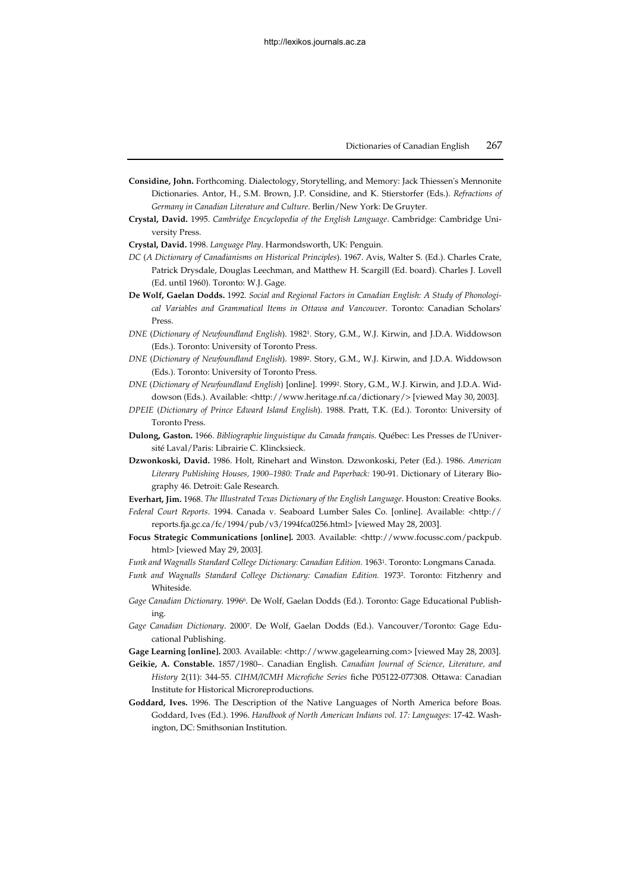**Considine, John.** Forthcoming. Dialectology, Storytelling, and Memory: Jack Thiessen's Mennonite Dictionaries. Antor, H., S.M. Brown, J.P. Considine, and K. Stierstorfer (Eds.). *Refractions of Germany in Canadian Literature and Culture*. Berlin/New York: De Gruyter.

**Crystal, David.** 1995. *Cambridge Encyclopedia of the English Language*. Cambridge: Cambridge University Press.

**Crystal, David.** 1998. *Language Play*. Harmondsworth, UK: Penguin.

*DC* (*A Dictionary of Canadianisms on Historical Principles*). 1967. Avis, Walter S. (Ed.). Charles Crate, Patrick Drysdale, Douglas Leechman, and Matthew H. Scargill (Ed. board). Charles J. Lovell (Ed. until 1960). Toronto: W.J. Gage.

**De Wolf, Gaelan Dodds.** 1992. *Social and Regional Factors in Canadian English: A Study of Phonological Variables and Grammatical Items in Ottawa and Vancouver*. Toronto: Canadian Scholars' Press.

*DNE* (*Dictionary of Newfoundland English*). 1982[1]. Story, G.M., W.J. Kirwin, and J.D.A. Widdowson (Eds.). Toronto: University of Toronto Press.

*DNE* (*Dictionary of Newfoundland English*). 1989[2]. Story, G.M., W.J. Kirwin, and J.D.A. Widdowson (Eds.). Toronto: University of Toronto Press.

*DNE* (*Dictionary of Newfoundland English*) [online]. 1999[2]. Story, G.M., W.J. Kirwin, and J.D.A. Widdowson (Eds.). Available: <http://www.heritage.nf.ca/dictionary/> [viewed May 30, 2003].

*DPEIE* (*Dictionary of Prince Edward Island English*). 1988. Pratt, T.K. (Ed.). Toronto: University of Toronto Press.

**Dulong, Gaston.** 1966. *Bibliographie linguistique du Canada français*. Québec: Les Presses de l'Université Laval/Paris: Librairie C. Klincksieck.

**Dzwonkoski, David.** 1986. Holt, Rinehart and Winston. Dzwonkoski, Peter (Ed.). 1986. *American Literary Publishing Houses, 1900–1980: Trade and Paperback:* 190-91. Dictionary of Literary Biography 46. Detroit: Gale Research.

**Everhart, Jim.** 1968. *The Illustrated Texas Dictionary of the English Language*. Houston: Creative Books.

*Federal Court Reports*. 1994. Canada v. Seaboard Lumber Sales Co. [online]. Available: <http://reports.fja.gc.ca/fc/1994/pub/v3/1994fca0256.html> [viewed May 28, 2003].

**Focus Strategic Communications [online].** 2003. Available: <http://www.focussc.com/packpub.html> [viewed May 29, 2003].

*Funk and Wagnalls Standard College Dictionary: Canadian Edition*. 1963[1]. Toronto: Longmans Canada.

*Funk and Wagnalls Standard College Dictionary: Canadian Edition.* 1973[2]. Toronto: Fitzhenry and Whiteside.

*Gage Canadian Dictionary*. 1996[6]. De Wolf, Gaelan Dodds (Ed.). Toronto: Gage Educational Publishing.

*Gage Canadian Dictionary*. 2000[7]. De Wolf, Gaelan Dodds (Ed.). Vancouver/Toronto: Gage Educational Publishing.

**Gage Learning [online].** 2003. Available: <http://www.gagelearning.com> [viewed May 28, 2003].

**Geikie, A. Constable.** 1857/1980–. Canadian English. *Canadian Journal of Science, Literature, and History* 2(11): 344-55. *CIHM/ICMH Microfiche Series* fiche P05122-077308. Ottawa: Canadian Institute for Historical Microreproductions.

**Goddard, Ives.** 1996. The Description of the Native Languages of North America before Boas. Goddard, Ives (Ed.). 1996. *Handbook of North American Indians vol. 17: Languages*: 17-42. Washington, DC: Smithsonian Institution.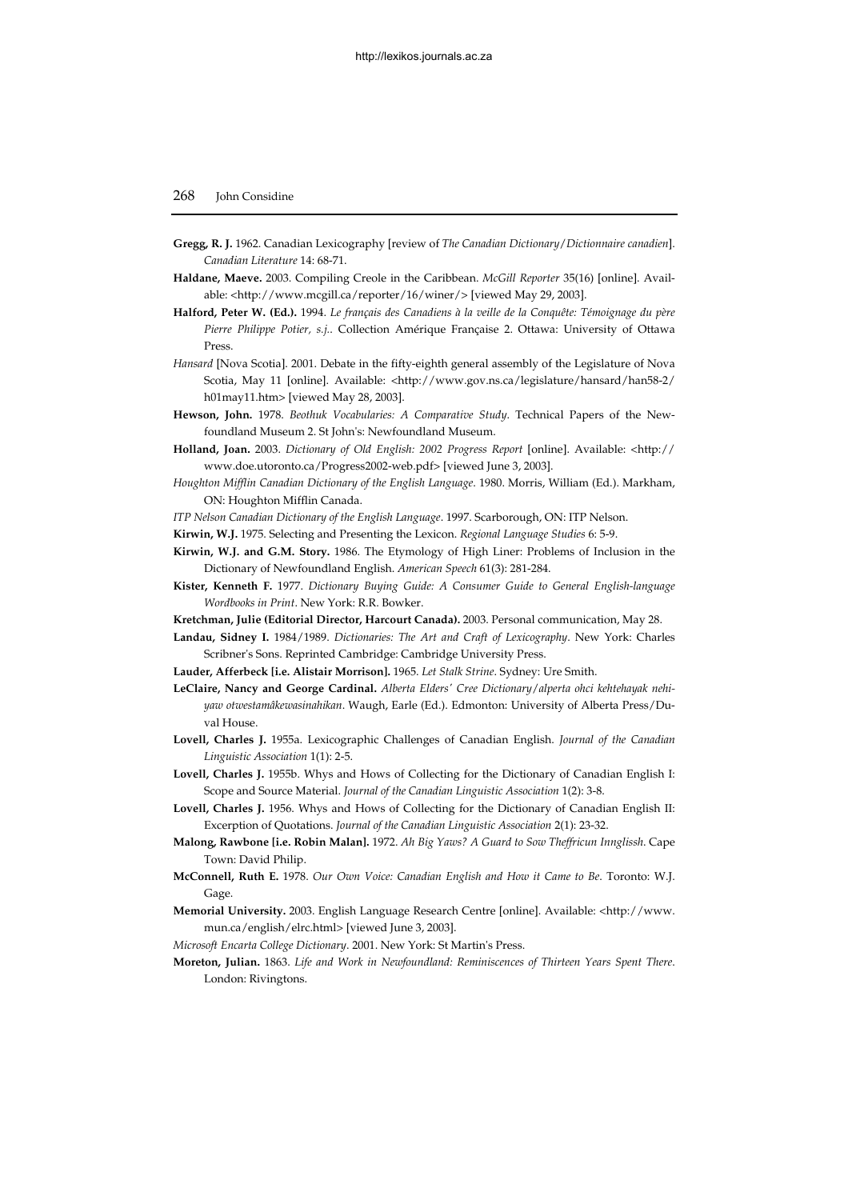**Gregg, R. J.** 1962. Canadian Lexicography [review of *The Canadian Dictionary/Dictionnaire canadien*]. *Canadian Literature* 14: 68-71.

**Haldane, Maeve.** 2003. Compiling Creole in the Caribbean. *McGill Reporter* 35(16) [online]. Available: <http://www.mcgill.ca/reporter/16/winer/> [viewed May 29, 2003].

**Halford, Peter W. (Ed.).** 1994. *Le français des Canadiens à la veille de la Conquête: Témoignage du père Pierre Philippe Potier, s.j.*. Collection Amérique Française 2. Ottawa: University of Ottawa Press.

*Hansard* [Nova Scotia]. 2001. Debate in the fifty-eighth general assembly of the Legislature of Nova Scotia, May 11 [online]. Available: <http://www.gov.ns.ca/legislature/hansard/han58-2/h01may11.htm> [viewed May 28, 2003].

**Hewson, John.** 1978. *Beothuk Vocabularies: A Comparative Study*. Technical Papers of the Newfoundland Museum 2. St John's: Newfoundland Museum.

**Holland, Joan.** 2003. *Dictionary of Old English: 2002 Progress Report* [online]. Available: <http://www.doe.utoronto.ca/Progress2002-web.pdf> [viewed June 3, 2003].

*Houghton Mifflin Canadian Dictionary of the English Language*. 1980. Morris, William (Ed.). Markham, ON: Houghton Mifflin Canada.

*ITP Nelson Canadian Dictionary of the English Language*. 1997. Scarborough, ON: ITP Nelson.

**Kirwin, W.J.** 1975. Selecting and Presenting the Lexicon. *Regional Language Studies* 6: 5-9.

**Kirwin, W.J. and G.M. Story.** 1986. The Etymology of High Liner: Problems of Inclusion in the Dictionary of Newfoundland English. *American Speech* 61(3): 281-284.

**Kister, Kenneth F.** 1977. *Dictionary Buying Guide: A Consumer Guide to General English-language Wordbooks in Print*. New York: R.R. Bowker.

**Kretchman, Julie (Editorial Director, Harcourt Canada).** 2003. Personal communication, May 28.

**Landau, Sidney I.** 1984/1989. *Dictionaries: The Art and Craft of Lexicography*. New York: Charles Scribner's Sons. Reprinted Cambridge: Cambridge University Press.

**Lauder, Afferbeck [i.e. Alistair Morrison].** 1965. *Let Stalk Strine*. Sydney: Ure Smith.

**LeClaire, Nancy and George Cardinal.** *Alberta Elders' Cree Dictionary/alperta ohci kehtehayak nehiyaw otwestamâkewasinahikan*. Waugh, Earle (Ed.). Edmonton: University of Alberta Press/Duval House.

**Lovell, Charles J.** 1955a. Lexicographic Challenges of Canadian English. *Journal of the Canadian Linguistic Association* 1(1): 2-5.

**Lovell, Charles J.** 1955b. Whys and Hows of Collecting for the Dictionary of Canadian English I: Scope and Source Material. *Journal of the Canadian Linguistic Association* 1(2): 3-8.

**Lovell, Charles J.** 1956. Whys and Hows of Collecting for the Dictionary of Canadian English II: Excerption of Quotations. *Journal of the Canadian Linguistic Association* 2(1): 23-32.

**Malong, Rawbone [i.e. Robin Malan].** 1972. *Ah Big Yaws? A Guard to Sow Theffricun Innglissh*. Cape Town: David Philip.

**McConnell, Ruth E.** 1978. *Our Own Voice: Canadian English and How it Came to Be*. Toronto: W.J. Gage.

**Memorial University.** 2003. English Language Research Centre [online]. Available: <http://www.mun.ca/english/elrc.html> [viewed June 3, 2003].

*Microsoft Encarta College Dictionary*. 2001. New York: St Martin's Press.

**Moreton, Julian.** 1863. *Life and Work in Newfoundland: Reminiscences of Thirteen Years Spent There*. London: Rivingtons.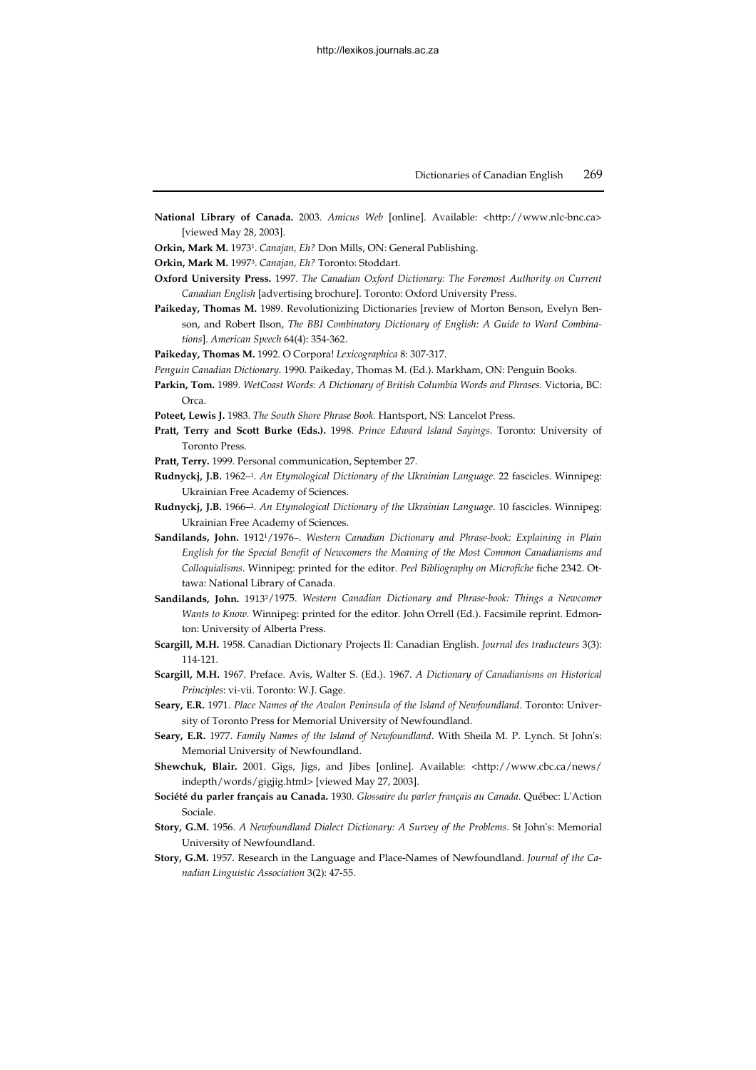**National Library of Canada.** 2003. *Amicus Web* [online]. Available: <http://www.nlc-bnc.ca> [viewed May 28, 2003].

**Orkin, Mark M.** 1973[1]. *Canajan, Eh?* Don Mills, ON: General Publishing.

**Orkin, Mark M.** 1997[3]. *Canajan, Eh?* Toronto: Stoddart.

**Oxford University Press.** 1997. *The Canadian Oxford Dictionary: The Foremost Authority on Current Canadian English* [advertising brochure]. Toronto: Oxford University Press.

**Paikeday, Thomas M.** 1989. Revolutionizing Dictionaries [review of Morton Benson, Evelyn Benson, and Robert Ilson, *The BBI Combinatory Dictionary of English: A Guide to Word Combinations*]. *American Speech* 64(4): 354-362.

**Paikeday, Thomas M.** 1992. O Corpora! *Lexicographica* 8: 307-317.

*Penguin Canadian Dictionary*. 1990. Paikeday, Thomas M. (Ed.). Markham, ON: Penguin Books.

**Parkin, Tom.** 1989. *WetCoast Words: A Dictionary of British Columbia Words and Phrases.* Victoria, BC: Orca.

**Poteet, Lewis J.** 1983. *The South Shore Phrase Book.* Hantsport, NS: Lancelot Press.

**Pratt, Terry and Scott Burke (Eds.).** 1998. *Prince Edward Island Sayings*. Toronto: University of Toronto Press.

**Pratt, Terry.** 1999. Personal communication, September 27.

**Rudnyckj, J.B.** 1962–[1]. *An Etymological Dictionary of the Ukrainian Language*. 22 fascicles. Winnipeg: Ukrainian Free Academy of Sciences.

**Rudnyckj, J.B.** 1966–[2]. *An Etymological Dictionary of the Ukrainian Language*. 10 fascicles. Winnipeg: Ukrainian Free Academy of Sciences.

**Sandilands, John.** 1912[1]/1976–. *Western Canadian Dictionary and Phrase-book: Explaining in Plain English for the Special Benefit of Newcomers the Meaning of the Most Common Canadianisms and Colloquialisms*. Winnipeg: printed for the editor. *Peel Bibliography on Microfiche* fiche 2342. Ottawa: National Library of Canada.

**Sandilands, John.** 1913[2]/1975. *Western Canadian Dictionary and Phrase-book: Things a Newcomer Wants to Know.* Winnipeg: printed for the editor. John Orrell (Ed.). Facsimile reprint. Edmonton: University of Alberta Press.

**Scargill, M.H.** 1958. Canadian Dictionary Projects II: Canadian English. *Journal des traducteurs* 3(3): 114-121.

**Scargill, M.H.** 1967. Preface. Avis, Walter S. (Ed.). 1967. *A Dictionary of Canadianisms on Historical Principles*: vi-vii. Toronto: W.J. Gage.

**Seary, E.R.** 1971. *Place Names of the Avalon Peninsula of the Island of Newfoundland*. Toronto: University of Toronto Press for Memorial University of Newfoundland.

**Seary, E.R.** 1977. *Family Names of the Island of Newfoundland*. With Sheila M. P. Lynch. St John's: Memorial University of Newfoundland.

**Shewchuk, Blair.** 2001. Gigs, Jigs, and Jibes [online]. Available: <http://www.cbc.ca/news/indepth/words/gigjig.html> [viewed May 27, 2003].

**Société du parler français au Canada.** 1930. *Glossaire du parler français au Canada*. Québec: L'Action Sociale.

**Story, G.M.** 1956. *A Newfoundland Dialect Dictionary: A Survey of the Problems*. St John's: Memorial University of Newfoundland.

**Story, G.M.** 1957. Research in the Language and Place-Names of Newfoundland. *Journal of the Canadian Linguistic Association* 3(2): 47-55.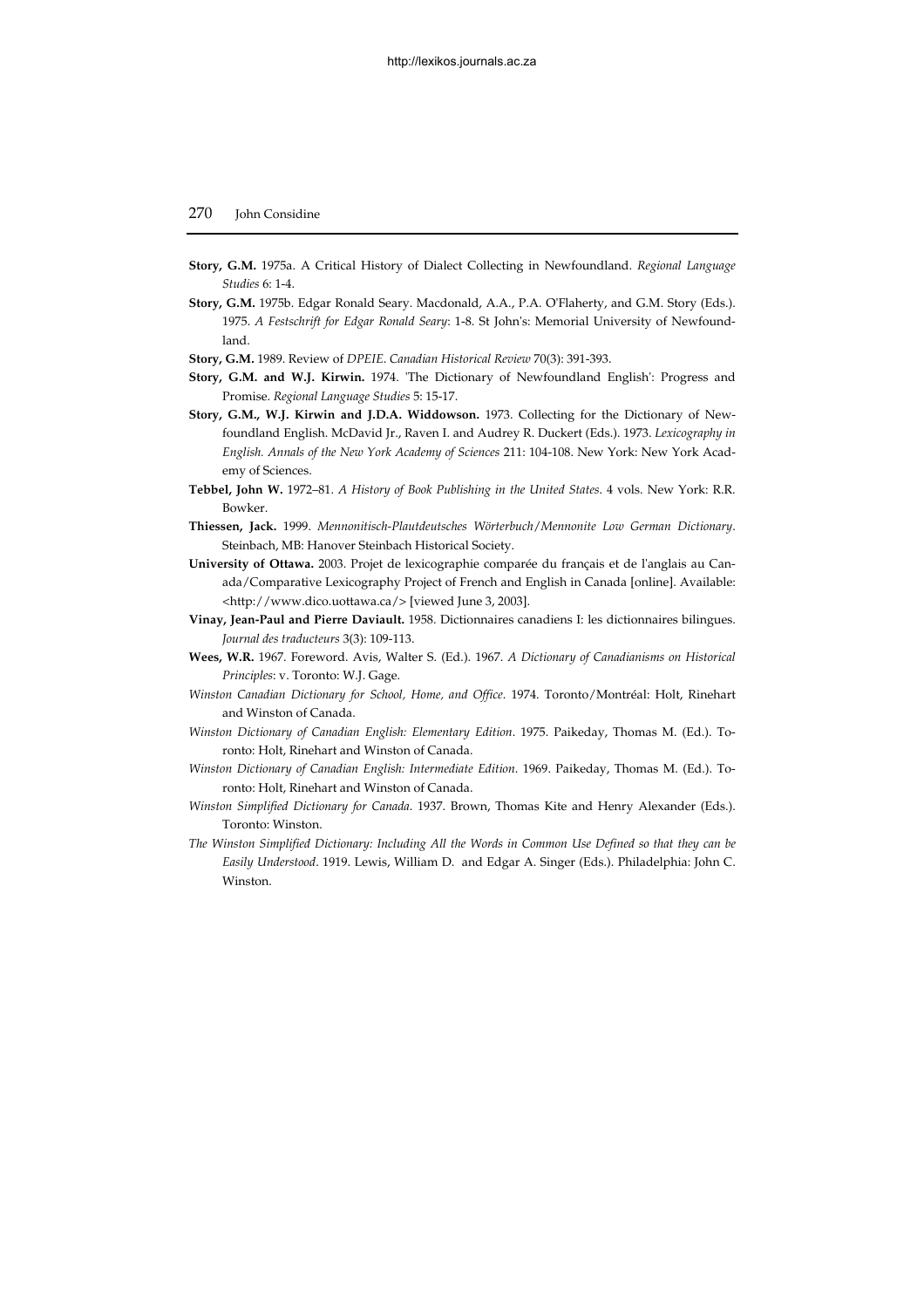**Story, G.M.** 1975a. A Critical History of Dialect Collecting in Newfoundland. *Regional Language Studies* 6: 1-4.

**Story, G.M.** 1975b. Edgar Ronald Seary. Macdonald, A.A., P.A. O'Flaherty, and G.M. Story (Eds.). 1975. *A Festschrift for Edgar Ronald Seary*: 1-8. St John's: Memorial University of Newfoundland.

**Story, G.M.** 1989. Review of *DPEIE*. *Canadian Historical Review* 70(3): 391-393.

**Story, G.M. and W.J. Kirwin.** 1974. 'The Dictionary of Newfoundland English': Progress and Promise. *Regional Language Studies* 5: 15-17.

**Story, G.M., W.J. Kirwin and J.D.A. Widdowson.** 1973. Collecting for the Dictionary of Newfoundland English. McDavid Jr., Raven I. and Audrey R. Duckert (Eds.). 1973. *Lexicography in English. Annals of the New York Academy of Sciences* 211: 104-108. New York: New York Academy of Sciences.

**Tebbel, John W.** 1972–81. *A History of Book Publishing in the United States*. 4 vols. New York: R.R. Bowker.

**Thiessen, Jack.** 1999. *Mennonitisch-Plautdeutsches Wörterbuch/Mennonite Low German Dictionary*. Steinbach, MB: Hanover Steinbach Historical Society.

**University of Ottawa.** 2003. Projet de lexicographie comparée du français et de l'anglais au Canada/Comparative Lexicography Project of French and English in Canada [online]. Available: <http://www.dico.uottawa.ca/> [viewed June 3, 2003].

**Vinay, Jean-Paul and Pierre Daviault.** 1958. Dictionnaires canadiens I: les dictionnaires bilingues. *Journal des traducteurs* 3(3): 109-113.

**Wees, W.R.** 1967. Foreword. Avis, Walter S. (Ed.). 1967. *A Dictionary of Canadianisms on Historical Principles*: v. Toronto: W.J. Gage.

*Winston Canadian Dictionary for School, Home, and Office*. 1974. Toronto/Montréal: Holt, Rinehart and Winston of Canada.

*Winston Dictionary of Canadian English: Elementary Edition*. 1975. Paikeday, Thomas M. (Ed.). Toronto: Holt, Rinehart and Winston of Canada.

*Winston Dictionary of Canadian English: Intermediate Edition*. 1969. Paikeday, Thomas M. (Ed.). Toronto: Holt, Rinehart and Winston of Canada.

*Winston Simplified Dictionary for Canada*. 1937. Brown, Thomas Kite and Henry Alexander (Eds.). Toronto: Winston.

*The Winston Simplified Dictionary: Including All the Words in Common Use Defined so that they can be Easily Understood*. 1919. Lewis, William D. and Edgar A. Singer (Eds.). Philadelphia: John C. Winston.